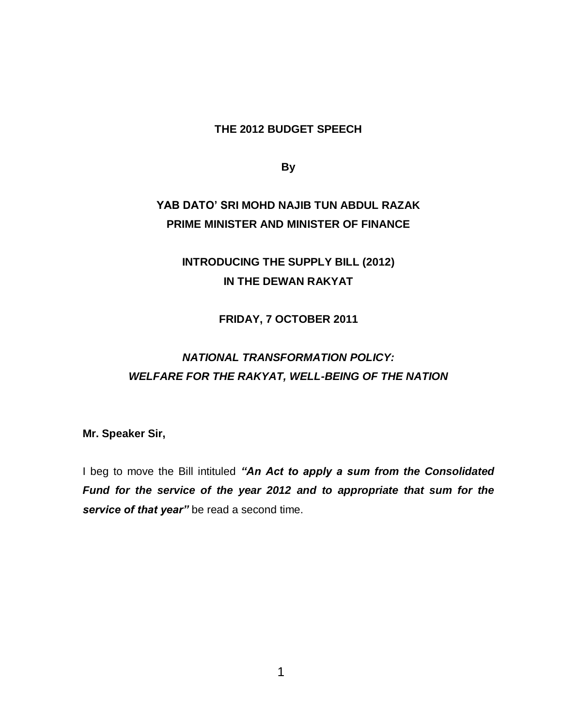# THE 2012 BUDGET SPEECH

**By**

**YAB DATO' SRI MOHD NAJIB TUN ABDUL RAZAK**
**PRIME MINISTER AND MINISTER OF FINANCE**

**INTRODUCING THE SUPPLY BILL (2012)**
**IN THE DEWAN RAKYAT**

**FRIDAY, 7 OCTOBER 2011**

***NATIONAL TRANSFORMATION POLICY:***
***WELFARE FOR THE RAKYAT, WELL-BEING OF THE NATION***

**Mr. Speaker Sir,**

I beg to move the Bill intituled ***"An Act to apply a sum from the Consolidated Fund for the service of the year 2012 and to appropriate that sum for the service of that year"*** be read a second time.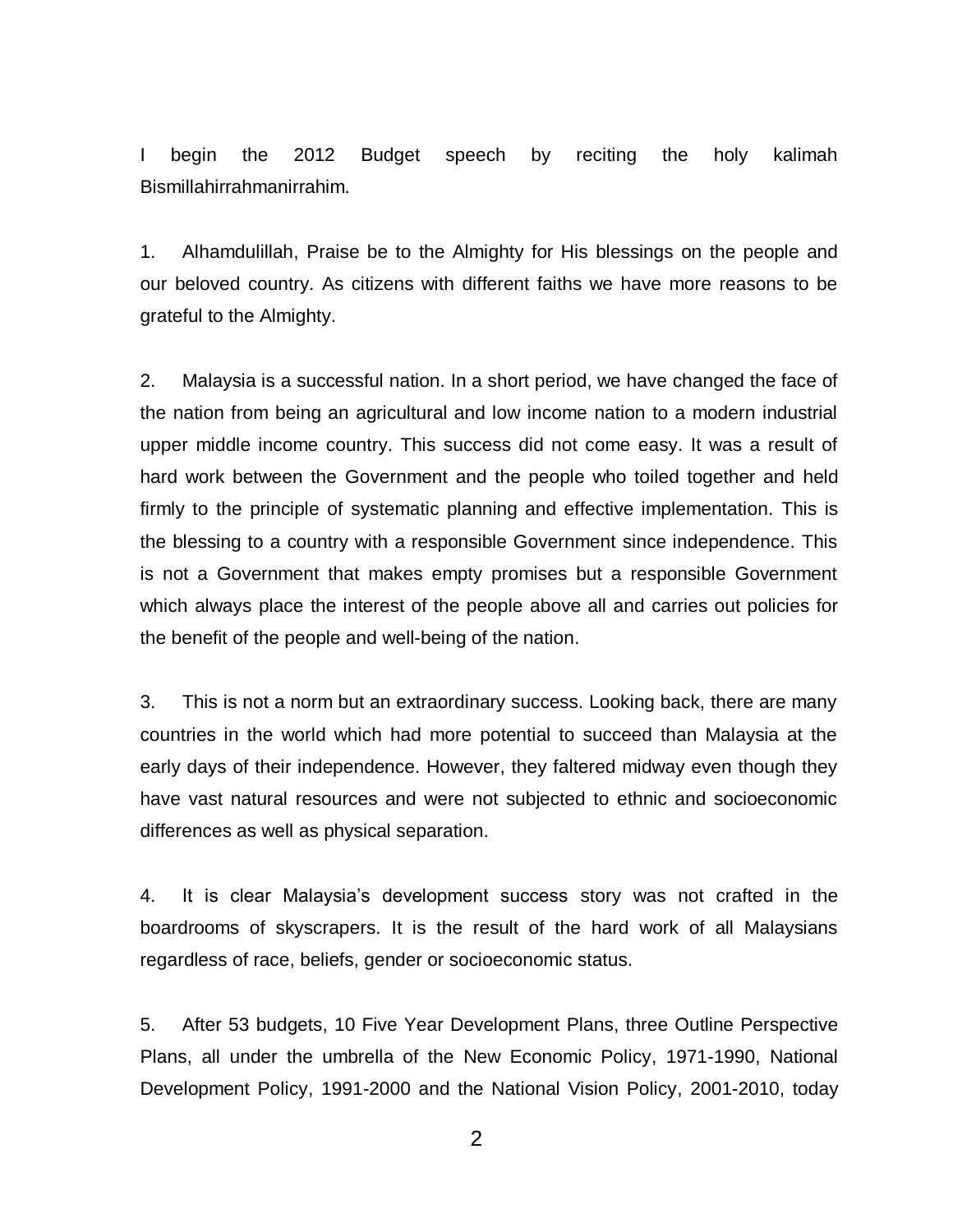I begin the 2012 Budget speech by reciting the holy kalimah Bismillahirrahmanirrahim.

1. Alhamdulillah, Praise be to the Almighty for His blessings on the people and our beloved country. As citizens with different faiths we have more reasons to be grateful to the Almighty.

2. Malaysia is a successful nation. In a short period, we have changed the face of the nation from being an agricultural and low income nation to a modern industrial upper middle income country. This success did not come easy. It was a result of hard work between the Government and the people who toiled together and held firmly to the principle of systematic planning and effective implementation. This is the blessing to a country with a responsible Government since independence. This is not a Government that makes empty promises but a responsible Government which always place the interest of the people above all and carries out policies for the benefit of the people and well-being of the nation.

3. This is not a norm but an extraordinary success. Looking back, there are many countries in the world which had more potential to succeed than Malaysia at the early days of their independence. However, they faltered midway even though they have vast natural resources and were not subjected to ethnic and socioeconomic differences as well as physical separation.

4. It is clear Malaysia's development success story was not crafted in the boardrooms of skyscrapers. It is the result of the hard work of all Malaysians regardless of race, beliefs, gender or socioeconomic status.

5. After 53 budgets, 10 Five Year Development Plans, three Outline Perspective Plans, all under the umbrella of the New Economic Policy, 1971-1990, National Development Policy, 1991-2000 and the National Vision Policy, 2001-2010, today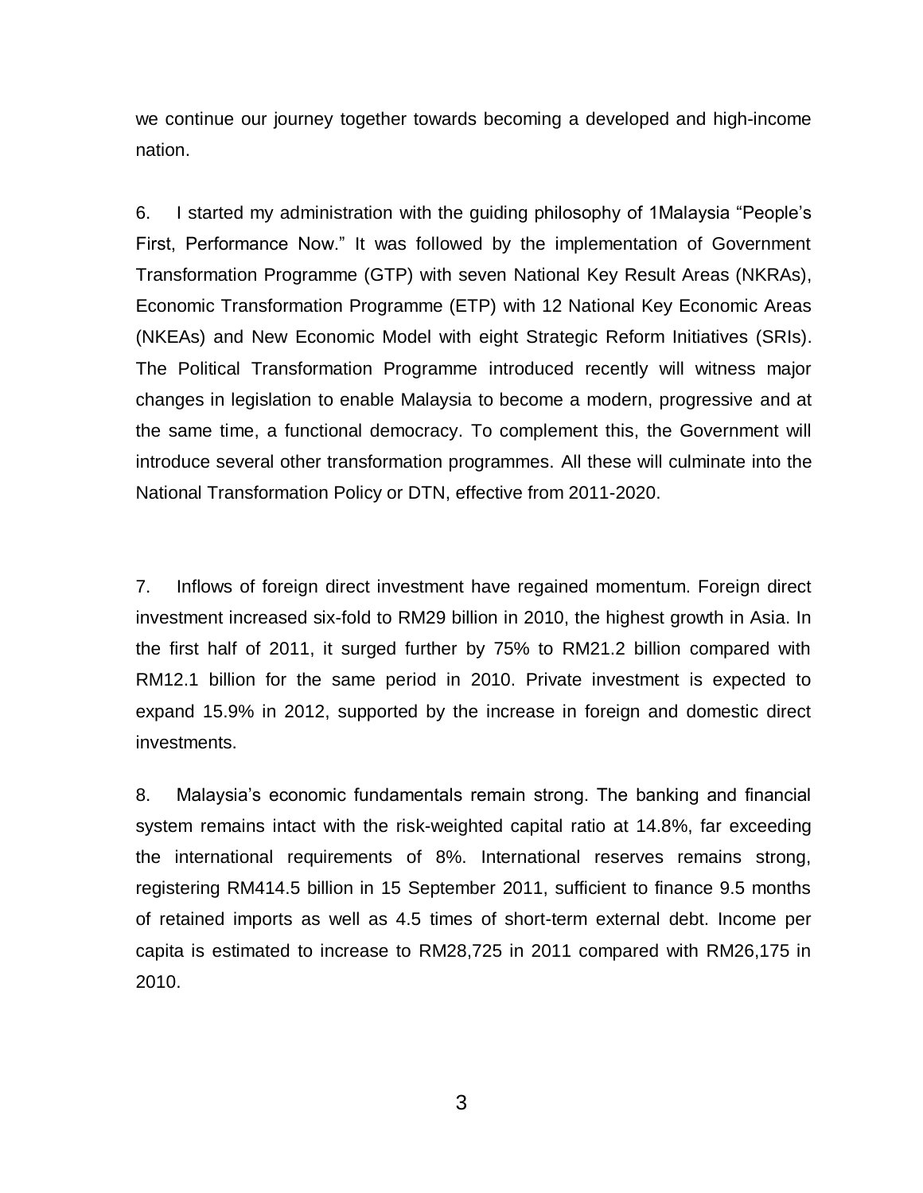we continue our journey together towards becoming a developed and high-income nation.

6. I started my administration with the guiding philosophy of 1Malaysia "People's First, Performance Now." It was followed by the implementation of Government Transformation Programme (GTP) with seven National Key Result Areas (NKRAs), Economic Transformation Programme (ETP) with 12 National Key Economic Areas (NKEAs) and New Economic Model with eight Strategic Reform Initiatives (SRIs). The Political Transformation Programme introduced recently will witness major changes in legislation to enable Malaysia to become a modern, progressive and at the same time, a functional democracy. To complement this, the Government will introduce several other transformation programmes. All these will culminate into the National Transformation Policy or DTN, effective from 2011-2020.

7. Inflows of foreign direct investment have regained momentum. Foreign direct investment increased six-fold to RM29 billion in 2010, the highest growth in Asia. In the first half of 2011, it surged further by 75% to RM21.2 billion compared with RM12.1 billion for the same period in 2010. Private investment is expected to expand 15.9% in 2012, supported by the increase in foreign and domestic direct investments.

8. Malaysia's economic fundamentals remain strong. The banking and financial system remains intact with the risk-weighted capital ratio at 14.8%, far exceeding the international requirements of 8%. International reserves remains strong, registering RM414.5 billion in 15 September 2011, sufficient to finance 9.5 months of retained imports as well as 4.5 times of short-term external debt. Income per capita is estimated to increase to RM28,725 in 2011 compared with RM26,175 in 2010.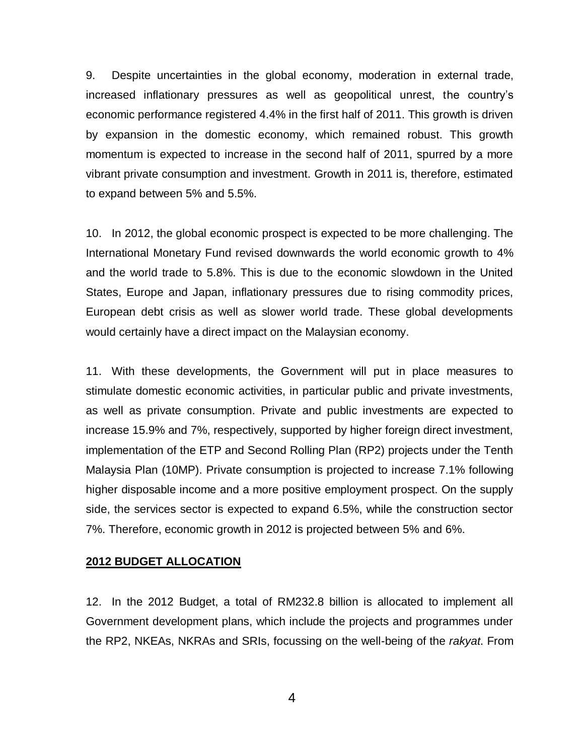9. Despite uncertainties in the global economy, moderation in external trade, increased inflationary pressures as well as geopolitical unrest, the country's economic performance registered 4.4% in the first half of 2011. This growth is driven by expansion in the domestic economy, which remained robust. This growth momentum is expected to increase in the second half of 2011, spurred by a more vibrant private consumption and investment. Growth in 2011 is, therefore, estimated to expand between 5% and 5.5%.

10. In 2012, the global economic prospect is expected to be more challenging. The International Monetary Fund revised downwards the world economic growth to 4% and the world trade to 5.8%. This is due to the economic slowdown in the United States, Europe and Japan, inflationary pressures due to rising commodity prices, European debt crisis as well as slower world trade. These global developments would certainly have a direct impact on the Malaysian economy.

11. With these developments, the Government will put in place measures to stimulate domestic economic activities, in particular public and private investments, as well as private consumption. Private and public investments are expected to increase 15.9% and 7%, respectively, supported by higher foreign direct investment, implementation of the ETP and Second Rolling Plan (RP2) projects under the Tenth Malaysia Plan (10MP). Private consumption is projected to increase 7.1% following higher disposable income and a more positive employment prospect. On the supply side, the services sector is expected to expand 6.5%, while the construction sector 7%. Therefore, economic growth in 2012 is projected between 5% and 6%.

**2012 BUDGET ALLOCATION**

12. In the 2012 Budget, a total of RM232.8 billion is allocated to implement all Government development plans, which include the projects and programmes under the RP2, NKEAs, NKRAs and SRIs, focussing on the well-being of the *rakyat*. From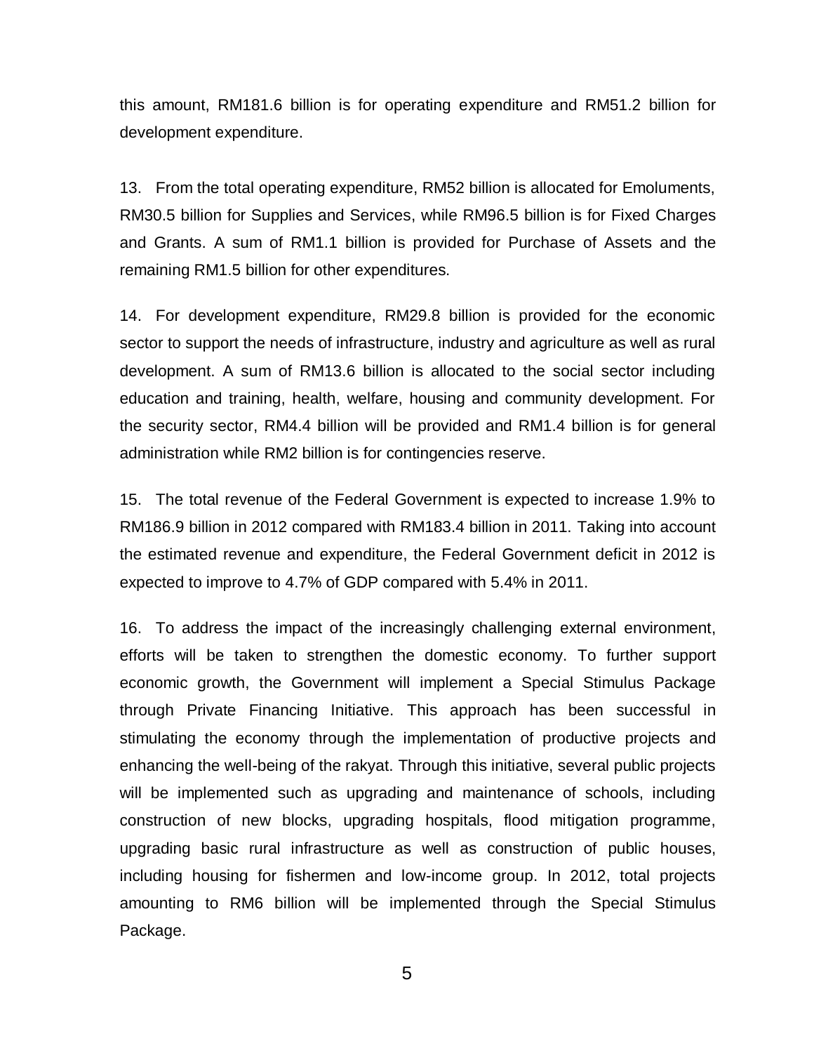this amount, RM181.6 billion is for operating expenditure and RM51.2 billion for development expenditure.

13. From the total operating expenditure, RM52 billion is allocated for Emoluments, RM30.5 billion for Supplies and Services, while RM96.5 billion is for Fixed Charges and Grants. A sum of RM1.1 billion is provided for Purchase of Assets and the remaining RM1.5 billion for other expenditures.

14. For development expenditure, RM29.8 billion is provided for the economic sector to support the needs of infrastructure, industry and agriculture as well as rural development. A sum of RM13.6 billion is allocated to the social sector including education and training, health, welfare, housing and community development. For the security sector, RM4.4 billion will be provided and RM1.4 billion is for general administration while RM2 billion is for contingencies reserve.

15. The total revenue of the Federal Government is expected to increase 1.9% to RM186.9 billion in 2012 compared with RM183.4 billion in 2011. Taking into account the estimated revenue and expenditure, the Federal Government deficit in 2012 is expected to improve to 4.7% of GDP compared with 5.4% in 2011.

16. To address the impact of the increasingly challenging external environment, efforts will be taken to strengthen the domestic economy. To further support economic growth, the Government will implement a Special Stimulus Package through Private Financing Initiative. This approach has been successful in stimulating the economy through the implementation of productive projects and enhancing the well-being of the rakyat. Through this initiative, several public projects will be implemented such as upgrading and maintenance of schools, including construction of new blocks, upgrading hospitals, flood mitigation programme, upgrading basic rural infrastructure as well as construction of public houses, including housing for fishermen and low-income group. In 2012, total projects amounting to RM6 billion will be implemented through the Special Stimulus Package.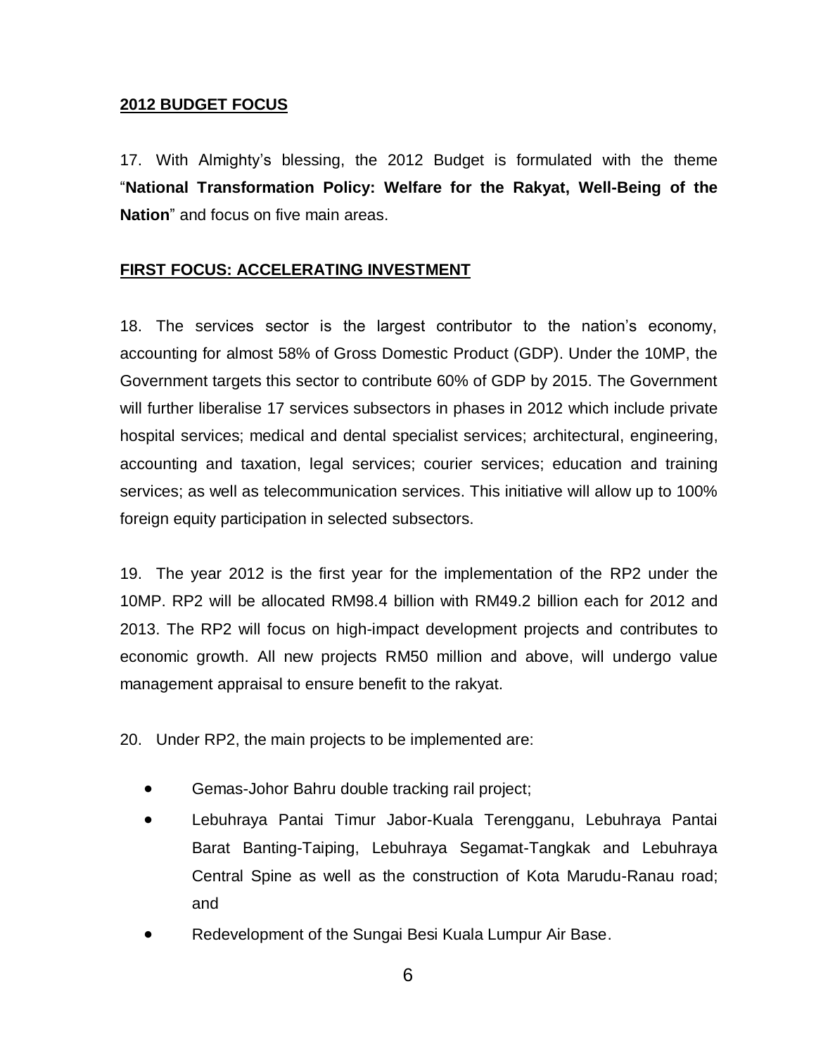## 2012 BUDGET FOCUS

17. With Almighty's blessing, the 2012 Budget is formulated with the theme "**National Transformation Policy: Welfare for the Rakyat, Well-Being of the Nation**" and focus on five main areas.

## FIRST FOCUS: ACCELERATING INVESTMENT

18. The services sector is the largest contributor to the nation's economy, accounting for almost 58% of Gross Domestic Product (GDP). Under the 10MP, the Government targets this sector to contribute 60% of GDP by 2015. The Government will further liberalise 17 services subsectors in phases in 2012 which include private hospital services; medical and dental specialist services; architectural, engineering, accounting and taxation, legal services; courier services; education and training services; as well as telecommunication services. This initiative will allow up to 100% foreign equity participation in selected subsectors.

19. The year 2012 is the first year for the implementation of the RP2 under the 10MP. RP2 will be allocated RM98.4 billion with RM49.2 billion each for 2012 and 2013. The RP2 will focus on high-impact development projects and contributes to economic growth. All new projects RM50 million and above, will undergo value management appraisal to ensure benefit to the rakyat.

20. Under RP2, the main projects to be implemented are:

- Gemas-Johor Bahru double tracking rail project;
- Lebuhraya Pantai Timur Jabor-Kuala Terengganu, Lebuhraya Pantai Barat Banting-Taiping, Lebuhraya Segamat-Tangkak and Lebuhraya Central Spine as well as the construction of Kota Marudu-Ranau road; and
- Redevelopment of the Sungai Besi Kuala Lumpur Air Base.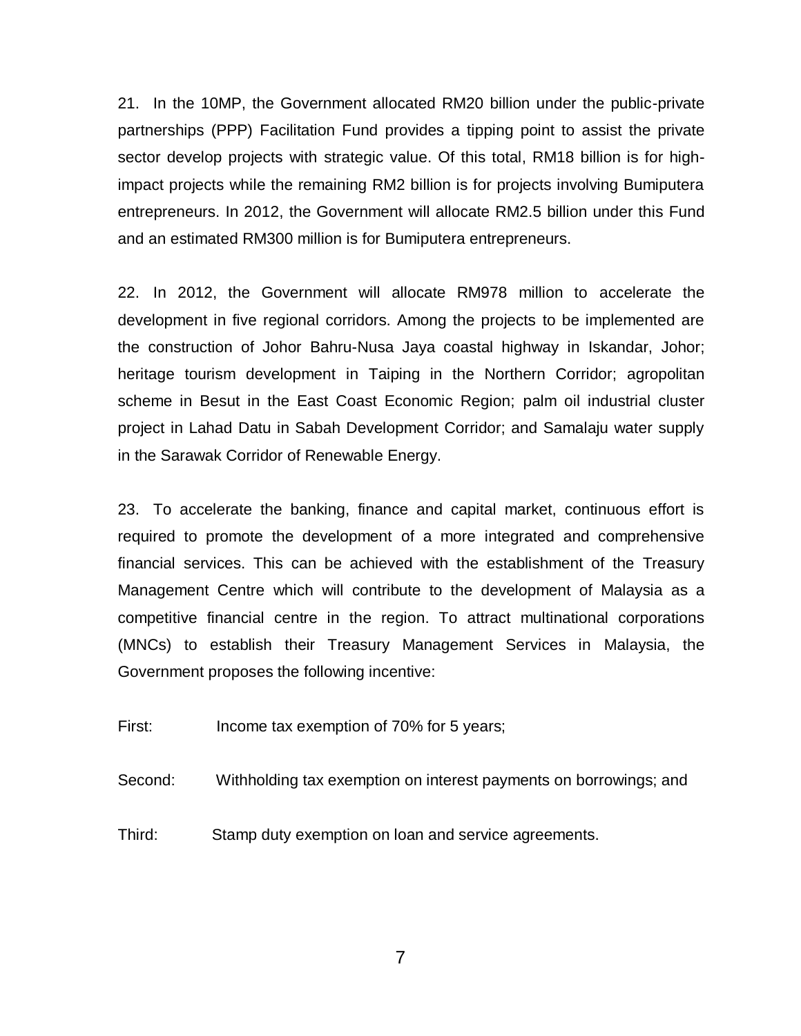21. In the 10MP, the Government allocated RM20 billion under the public-private partnerships (PPP) Facilitation Fund provides a tipping point to assist the private sector develop projects with strategic value. Of this total, RM18 billion is for high-impact projects while the remaining RM2 billion is for projects involving Bumiputera entrepreneurs. In 2012, the Government will allocate RM2.5 billion under this Fund and an estimated RM300 million is for Bumiputera entrepreneurs.

22. In 2012, the Government will allocate RM978 million to accelerate the development in five regional corridors. Among the projects to be implemented are the construction of Johor Bahru-Nusa Jaya coastal highway in Iskandar, Johor; heritage tourism development in Taiping in the Northern Corridor; agropolitan scheme in Besut in the East Coast Economic Region; palm oil industrial cluster project in Lahad Datu in Sabah Development Corridor; and Samalaju water supply in the Sarawak Corridor of Renewable Energy.

23. To accelerate the banking, finance and capital market, continuous effort is required to promote the development of a more integrated and comprehensive financial services. This can be achieved with the establishment of the Treasury Management Centre which will contribute to the development of Malaysia as a competitive financial centre in the region. To attract multinational corporations (MNCs) to establish their Treasury Management Services in Malaysia, the Government proposes the following incentive:

First: Income tax exemption of 70% for 5 years;

Second: Withholding tax exemption on interest payments on borrowings; and

Third: Stamp duty exemption on loan and service agreements.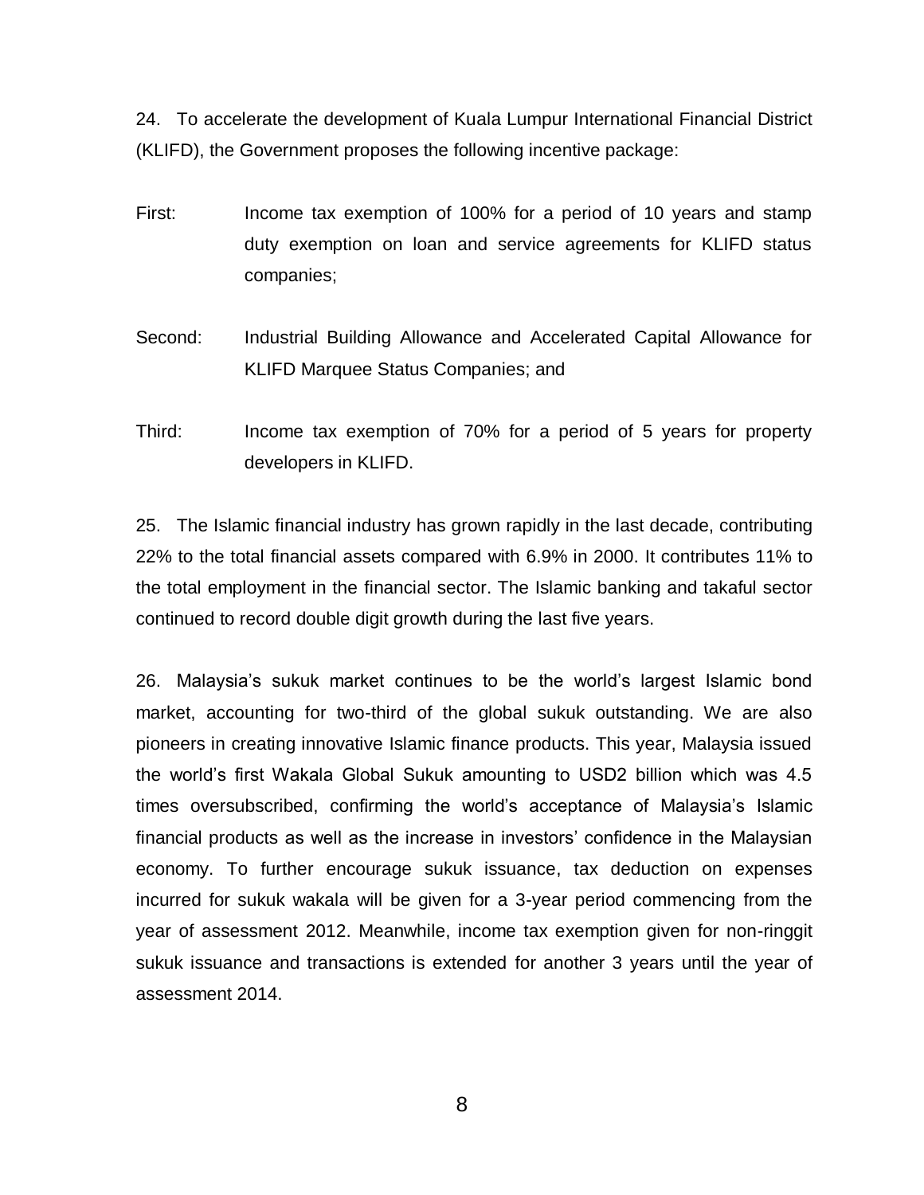24. To accelerate the development of Kuala Lumpur International Financial District (KLIFD), the Government proposes the following incentive package:

First: Income tax exemption of 100% for a period of 10 years and stamp duty exemption on loan and service agreements for KLIFD status companies;

Second: Industrial Building Allowance and Accelerated Capital Allowance for KLIFD Marquee Status Companies; and

Third: Income tax exemption of 70% for a period of 5 years for property developers in KLIFD.

25. The Islamic financial industry has grown rapidly in the last decade, contributing 22% to the total financial assets compared with 6.9% in 2000. It contributes 11% to the total employment in the financial sector. The Islamic banking and takaful sector continued to record double digit growth during the last five years.

26. Malaysia's sukuk market continues to be the world's largest Islamic bond market, accounting for two-third of the global sukuk outstanding. We are also pioneers in creating innovative Islamic finance products. This year, Malaysia issued the world's first Wakala Global Sukuk amounting to USD2 billion which was 4.5 times oversubscribed, confirming the world's acceptance of Malaysia's Islamic financial products as well as the increase in investors' confidence in the Malaysian economy. To further encourage sukuk issuance, tax deduction on expenses incurred for sukuk wakala will be given for a 3-year period commencing from the year of assessment 2012. Meanwhile, income tax exemption given for non-ringgit sukuk issuance and transactions is extended for another 3 years until the year of assessment 2014.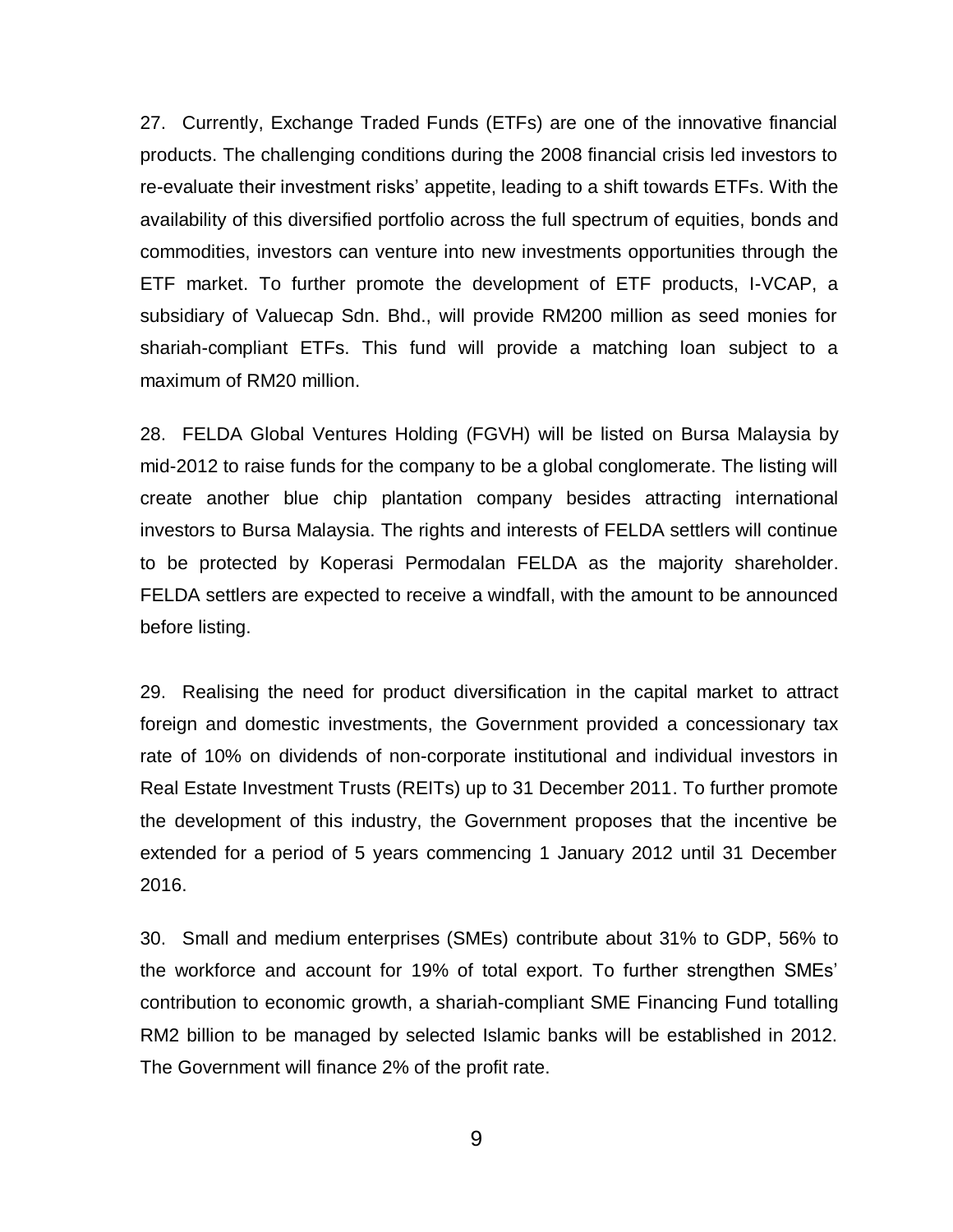27. Currently, Exchange Traded Funds (ETFs) are one of the innovative financial products. The challenging conditions during the 2008 financial crisis led investors to re-evaluate their investment risks' appetite, leading to a shift towards ETFs. With the availability of this diversified portfolio across the full spectrum of equities, bonds and commodities, investors can venture into new investments opportunities through the ETF market. To further promote the development of ETF products, I-VCAP, a subsidiary of Valuecap Sdn. Bhd., will provide RM200 million as seed monies for shariah-compliant ETFs. This fund will provide a matching loan subject to a maximum of RM20 million.

28. FELDA Global Ventures Holding (FGVH) will be listed on Bursa Malaysia by mid-2012 to raise funds for the company to be a global conglomerate. The listing will create another blue chip plantation company besides attracting international investors to Bursa Malaysia. The rights and interests of FELDA settlers will continue to be protected by Koperasi Permodalan FELDA as the majority shareholder. FELDA settlers are expected to receive a windfall, with the amount to be announced before listing.

29. Realising the need for product diversification in the capital market to attract foreign and domestic investments, the Government provided a concessionary tax rate of 10% on dividends of non-corporate institutional and individual investors in Real Estate Investment Trusts (REITs) up to 31 December 2011. To further promote the development of this industry, the Government proposes that the incentive be extended for a period of 5 years commencing 1 January 2012 until 31 December 2016.

30. Small and medium enterprises (SMEs) contribute about 31% to GDP, 56% to the workforce and account for 19% of total export. To further strengthen SMEs' contribution to economic growth, a shariah-compliant SME Financing Fund totalling RM2 billion to be managed by selected Islamic banks will be established in 2012. The Government will finance 2% of the profit rate.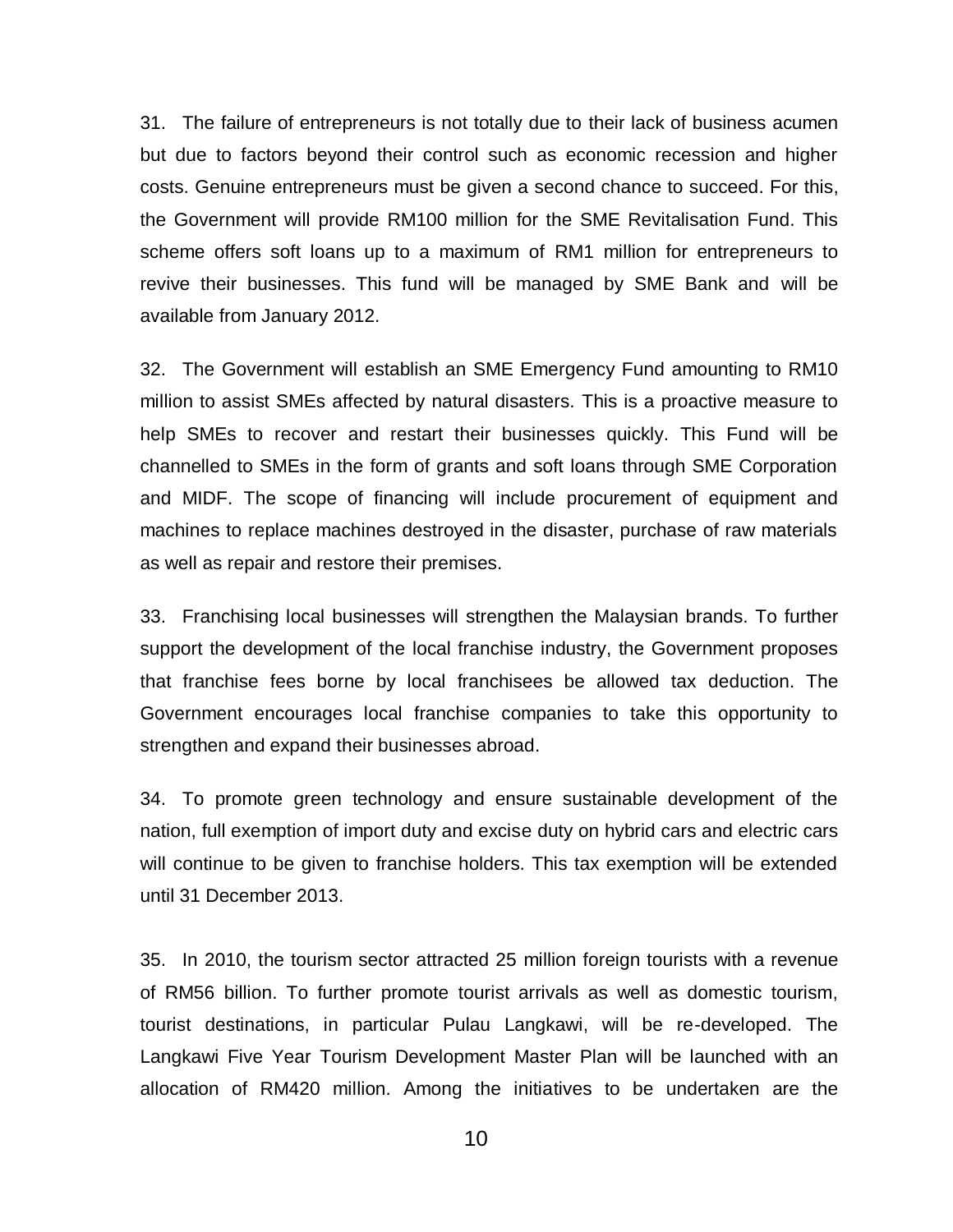31. The failure of entrepreneurs is not totally due to their lack of business acumen but due to factors beyond their control such as economic recession and higher costs. Genuine entrepreneurs must be given a second chance to succeed. For this, the Government will provide RM100 million for the SME Revitalisation Fund. This scheme offers soft loans up to a maximum of RM1 million for entrepreneurs to revive their businesses. This fund will be managed by SME Bank and will be available from January 2012.

32. The Government will establish an SME Emergency Fund amounting to RM10 million to assist SMEs affected by natural disasters. This is a proactive measure to help SMEs to recover and restart their businesses quickly. This Fund will be channelled to SMEs in the form of grants and soft loans through SME Corporation and MIDF. The scope of financing will include procurement of equipment and machines to replace machines destroyed in the disaster, purchase of raw materials as well as repair and restore their premises.

33. Franchising local businesses will strengthen the Malaysian brands. To further support the development of the local franchise industry, the Government proposes that franchise fees borne by local franchisees be allowed tax deduction. The Government encourages local franchise companies to take this opportunity to strengthen and expand their businesses abroad.

34. To promote green technology and ensure sustainable development of the nation, full exemption of import duty and excise duty on hybrid cars and electric cars will continue to be given to franchise holders. This tax exemption will be extended until 31 December 2013.

35. In 2010, the tourism sector attracted 25 million foreign tourists with a revenue of RM56 billion. To further promote tourist arrivals as well as domestic tourism, tourist destinations, in particular Pulau Langkawi, will be re-developed. The Langkawi Five Year Tourism Development Master Plan will be launched with an allocation of RM420 million. Among the initiatives to be undertaken are the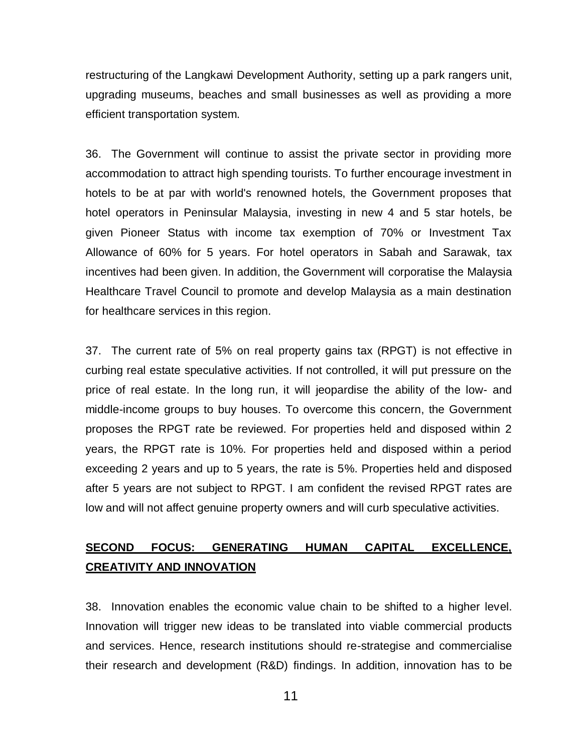restructuring of the Langkawi Development Authority, setting up a park rangers unit, upgrading museums, beaches and small businesses as well as providing a more efficient transportation system.

36. The Government will continue to assist the private sector in providing more accommodation to attract high spending tourists. To further encourage investment in hotels to be at par with world's renowned hotels, the Government proposes that hotel operators in Peninsular Malaysia, investing in new 4 and 5 star hotels, be given Pioneer Status with income tax exemption of 70% or Investment Tax Allowance of 60% for 5 years. For hotel operators in Sabah and Sarawak, tax incentives had been given. In addition, the Government will corporatise the Malaysia Healthcare Travel Council to promote and develop Malaysia as a main destination for healthcare services in this region.

37. The current rate of 5% on real property gains tax (RPGT) is not effective in curbing real estate speculative activities. If not controlled, it will put pressure on the price of real estate. In the long run, it will jeopardise the ability of the low- and middle-income groups to buy houses. To overcome this concern, the Government proposes the RPGT rate be reviewed. For properties held and disposed within 2 years, the RPGT rate is 10%. For properties held and disposed within a period exceeding 2 years and up to 5 years, the rate is 5%. Properties held and disposed after 5 years are not subject to RPGT. I am confident the revised RPGT rates are low and will not affect genuine property owners and will curb speculative activities.

## **SECOND FOCUS: GENERATING HUMAN CAPITAL EXCELLENCE, CREATIVITY AND INNOVATION**

38. Innovation enables the economic value chain to be shifted to a higher level. Innovation will trigger new ideas to be translated into viable commercial products and services. Hence, research institutions should re-strategise and commercialise their research and development (R&D) findings. In addition, innovation has to be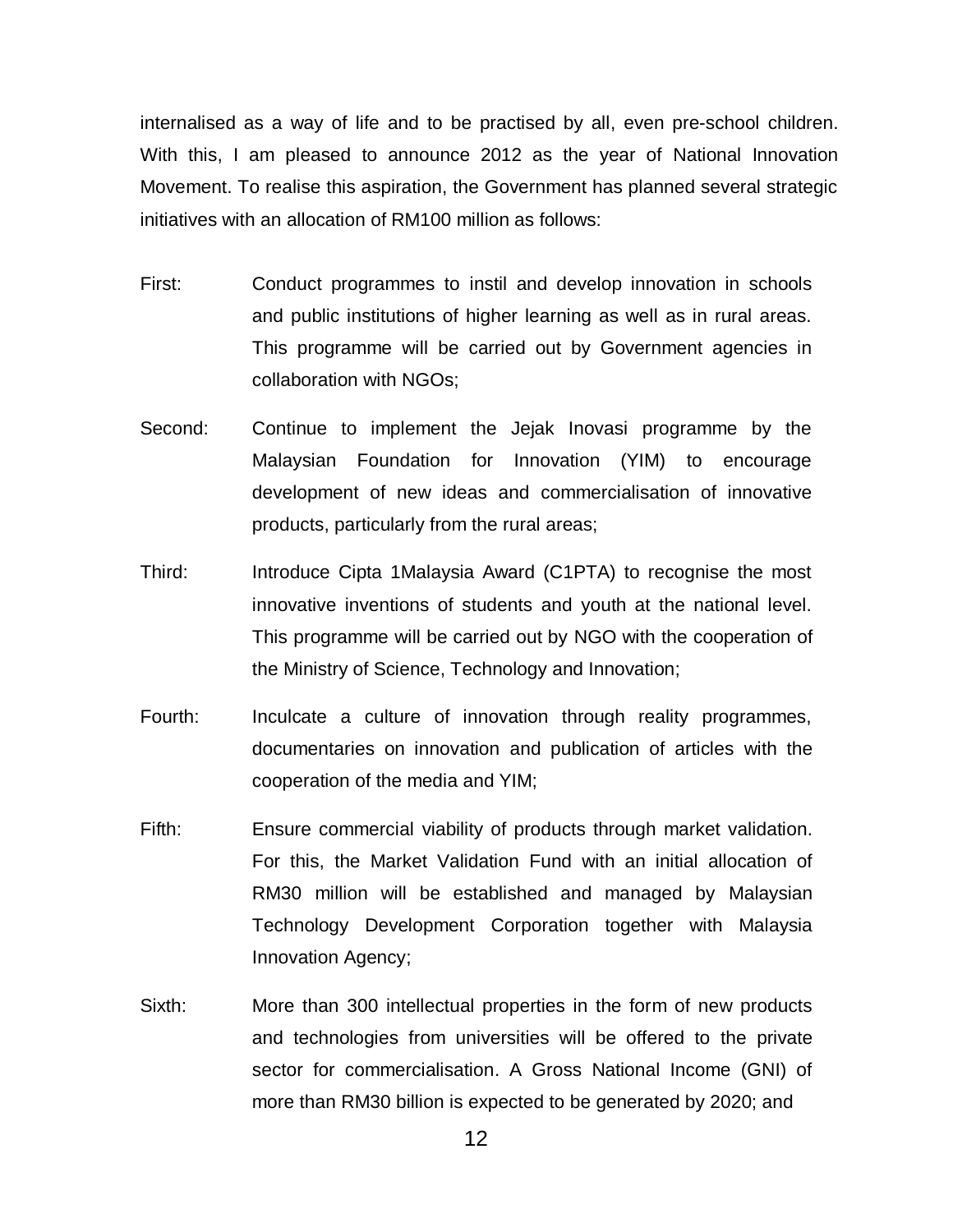internalised as a way of life and to be practised by all, even pre-school children. With this, I am pleased to announce 2012 as the year of National Innovation Movement. To realise this aspiration, the Government has planned several strategic initiatives with an allocation of RM100 million as follows:

First: Conduct programmes to instil and develop innovation in schools and public institutions of higher learning as well as in rural areas. This programme will be carried out by Government agencies in collaboration with NGOs;

Second: Continue to implement the Jejak Inovasi programme by the Malaysian Foundation for Innovation (YIM) to encourage development of new ideas and commercialisation of innovative products, particularly from the rural areas;

Third: Introduce Cipta 1Malaysia Award (C1PTA) to recognise the most innovative inventions of students and youth at the national level. This programme will be carried out by NGO with the cooperation of the Ministry of Science, Technology and Innovation;

Fourth: Inculcate a culture of innovation through reality programmes, documentaries on innovation and publication of articles with the cooperation of the media and YIM;

Fifth: Ensure commercial viability of products through market validation. For this, the Market Validation Fund with an initial allocation of RM30 million will be established and managed by Malaysian Technology Development Corporation together with Malaysia Innovation Agency;

Sixth: More than 300 intellectual properties in the form of new products and technologies from universities will be offered to the private sector for commercialisation. A Gross National Income (GNI) of more than RM30 billion is expected to be generated by 2020; and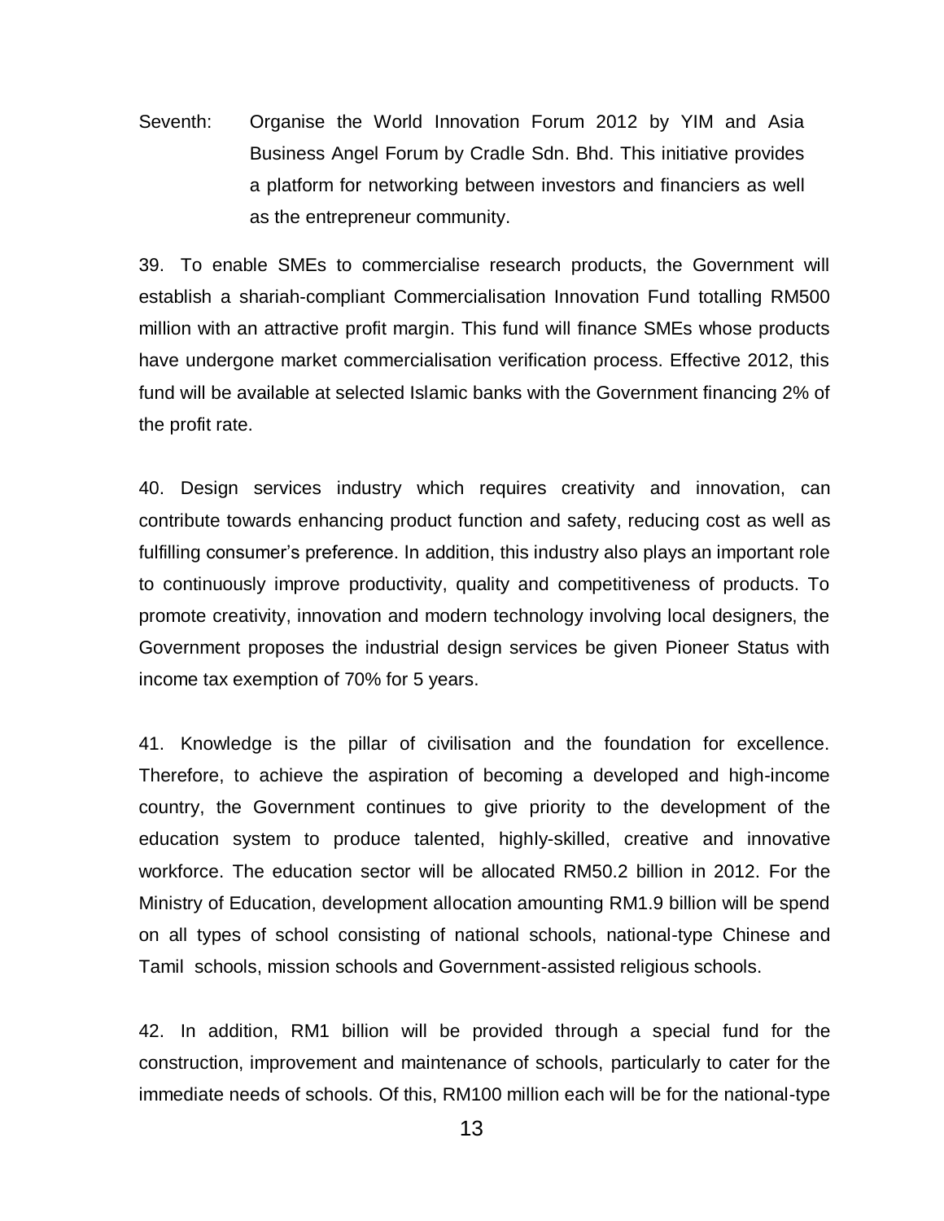Seventh: Organise the World Innovation Forum 2012 by YIM and Asia Business Angel Forum by Cradle Sdn. Bhd. This initiative provides a platform for networking between investors and financiers as well as the entrepreneur community.

39. To enable SMEs to commercialise research products, the Government will establish a shariah-compliant Commercialisation Innovation Fund totalling RM500 million with an attractive profit margin. This fund will finance SMEs whose products have undergone market commercialisation verification process. Effective 2012, this fund will be available at selected Islamic banks with the Government financing 2% of the profit rate.

40. Design services industry which requires creativity and innovation, can contribute towards enhancing product function and safety, reducing cost as well as fulfilling consumer's preference. In addition, this industry also plays an important role to continuously improve productivity, quality and competitiveness of products. To promote creativity, innovation and modern technology involving local designers, the Government proposes the industrial design services be given Pioneer Status with income tax exemption of 70% for 5 years.

41. Knowledge is the pillar of civilisation and the foundation for excellence. Therefore, to achieve the aspiration of becoming a developed and high-income country, the Government continues to give priority to the development of the education system to produce talented, highly-skilled, creative and innovative workforce. The education sector will be allocated RM50.2 billion in 2012. For the Ministry of Education, development allocation amounting RM1.9 billion will be spend on all types of school consisting of national schools, national-type Chinese and Tamil schools, mission schools and Government-assisted religious schools.

42. In addition, RM1 billion will be provided through a special fund for the construction, improvement and maintenance of schools, particularly to cater for the immediate needs of schools. Of this, RM100 million each will be for the national-type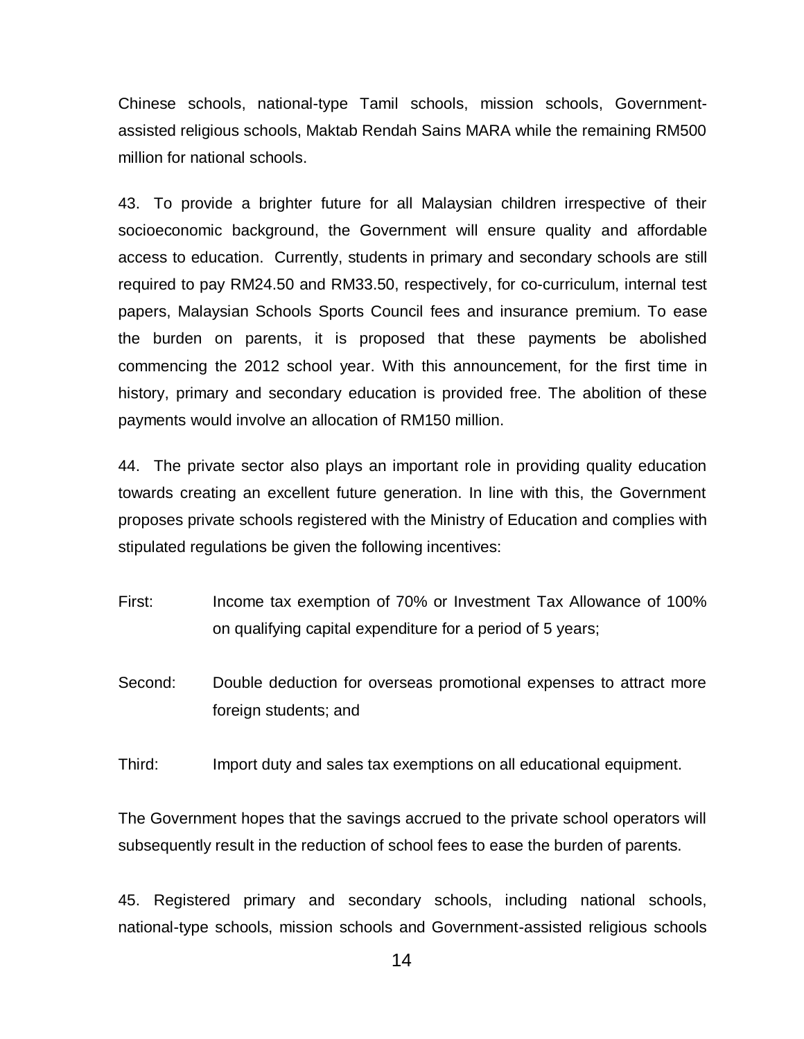Chinese schools, national-type Tamil schools, mission schools, Government-assisted religious schools, Maktab Rendah Sains MARA while the remaining RM500 million for national schools.

43. To provide a brighter future for all Malaysian children irrespective of their socioeconomic background, the Government will ensure quality and affordable access to education. Currently, students in primary and secondary schools are still required to pay RM24.50 and RM33.50, respectively, for co-curriculum, internal test papers, Malaysian Schools Sports Council fees and insurance premium. To ease the burden on parents, it is proposed that these payments be abolished commencing the 2012 school year. With this announcement, for the first time in history, primary and secondary education is provided free. The abolition of these payments would involve an allocation of RM150 million.

44. The private sector also plays an important role in providing quality education towards creating an excellent future generation. In line with this, the Government proposes private schools registered with the Ministry of Education and complies with stipulated regulations be given the following incentives:

First: Income tax exemption of 70% or Investment Tax Allowance of 100% on qualifying capital expenditure for a period of 5 years;

Second: Double deduction for overseas promotional expenses to attract more foreign students; and

Third: Import duty and sales tax exemptions on all educational equipment.

The Government hopes that the savings accrued to the private school operators will subsequently result in the reduction of school fees to ease the burden of parents.

45. Registered primary and secondary schools, including national schools, national-type schools, mission schools and Government-assisted religious schools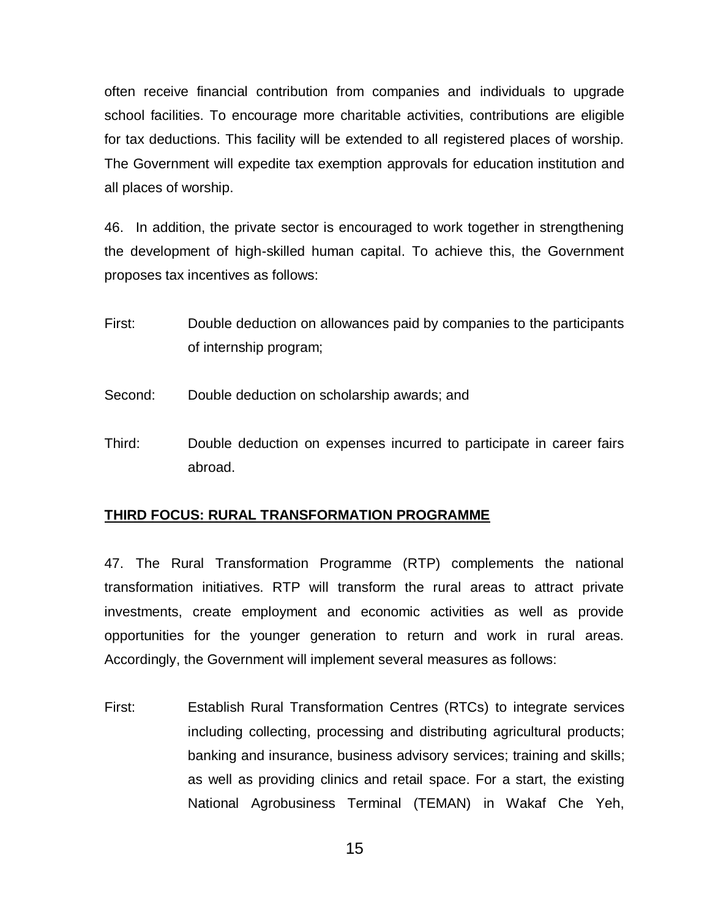often receive financial contribution from companies and individuals to upgrade school facilities. To encourage more charitable activities, contributions are eligible for tax deductions. This facility will be extended to all registered places of worship. The Government will expedite tax exemption approvals for education institution and all places of worship.

46. In addition, the private sector is encouraged to work together in strengthening the development of high-skilled human capital. To achieve this, the Government proposes tax incentives as follows:

First: Double deduction on allowances paid by companies to the participants of internship program;

Second: Double deduction on scholarship awards; and

Third: Double deduction on expenses incurred to participate in career fairs abroad.

**<u>THIRD FOCUS: RURAL TRANSFORMATION PROGRAMME</u>**

47. The Rural Transformation Programme (RTP) complements the national transformation initiatives. RTP will transform the rural areas to attract private investments, create employment and economic activities as well as provide opportunities for the younger generation to return and work in rural areas. Accordingly, the Government will implement several measures as follows:

First: Establish Rural Transformation Centres (RTCs) to integrate services including collecting, processing and distributing agricultural products; banking and insurance, business advisory services; training and skills; as well as providing clinics and retail space. For a start, the existing National Agrobusiness Terminal (TEMAN) in Wakaf Che Yeh,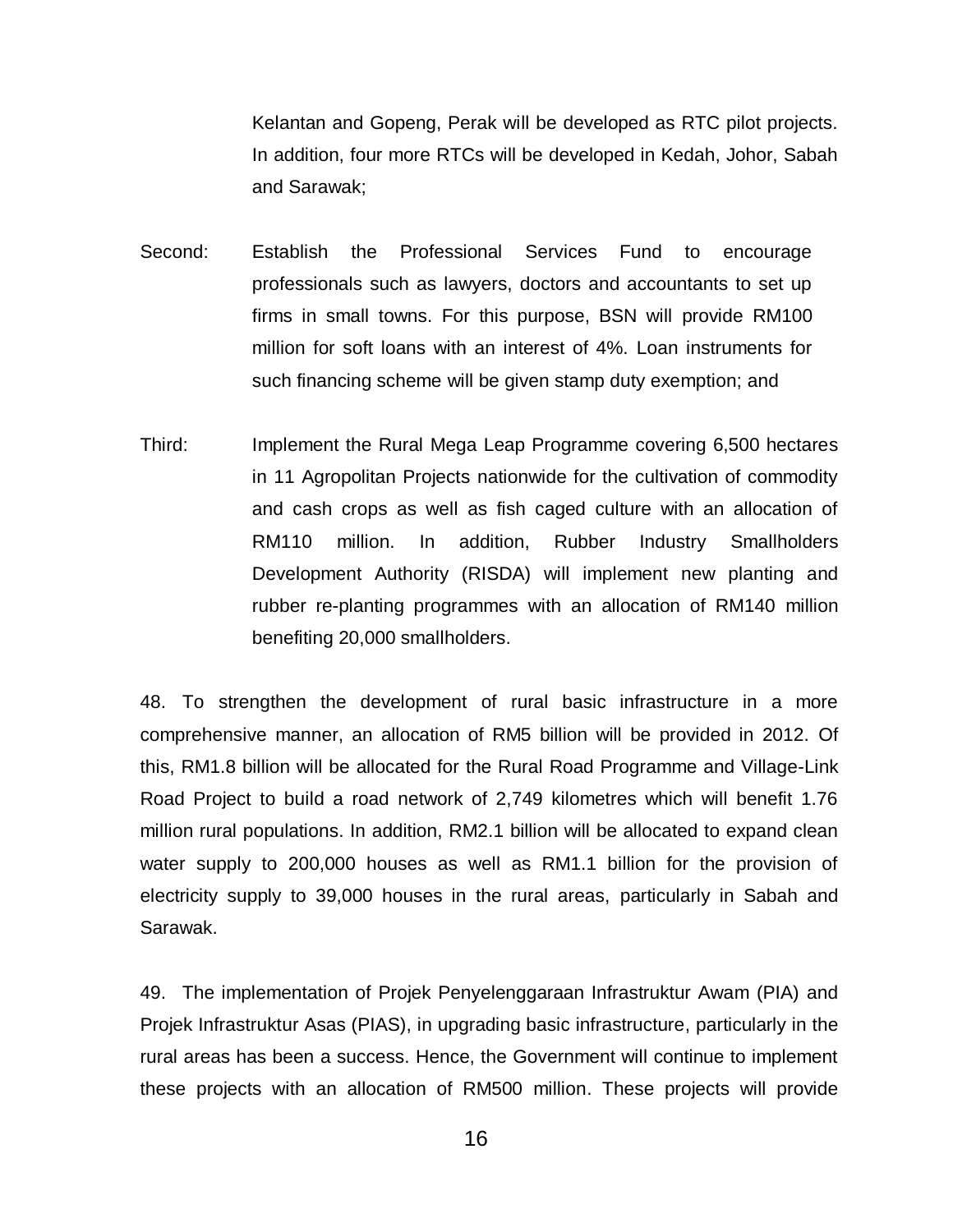Kelantan and Gopeng, Perak will be developed as RTC pilot projects. In addition, four more RTCs will be developed in Kedah, Johor, Sabah and Sarawak;

Second: Establish the Professional Services Fund to encourage professionals such as lawyers, doctors and accountants to set up firms in small towns. For this purpose, BSN will provide RM100 million for soft loans with an interest of 4%. Loan instruments for such financing scheme will be given stamp duty exemption; and

Third: Implement the Rural Mega Leap Programme covering 6,500 hectares in 11 Agropolitan Projects nationwide for the cultivation of commodity and cash crops as well as fish caged culture with an allocation of RM110 million. In addition, Rubber Industry Smallholders Development Authority (RISDA) will implement new planting and rubber re-planting programmes with an allocation of RM140 million benefiting 20,000 smallholders.

48. To strengthen the development of rural basic infrastructure in a more comprehensive manner, an allocation of RM5 billion will be provided in 2012. Of this, RM1.8 billion will be allocated for the Rural Road Programme and Village-Link Road Project to build a road network of 2,749 kilometres which will benefit 1.76 million rural populations. In addition, RM2.1 billion will be allocated to expand clean water supply to 200,000 houses as well as RM1.1 billion for the provision of electricity supply to 39,000 houses in the rural areas, particularly in Sabah and Sarawak.

49. The implementation of Projek Penyelenggaraan Infrastruktur Awam (PIA) and Projek Infrastruktur Asas (PIAS), in upgrading basic infrastructure, particularly in the rural areas has been a success. Hence, the Government will continue to implement these projects with an allocation of RM500 million. These projects will provide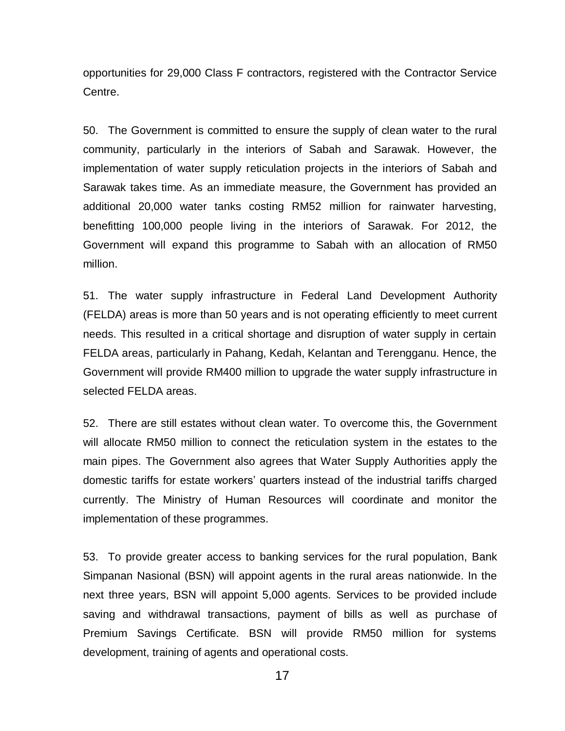opportunities for 29,000 Class F contractors, registered with the Contractor Service Centre.

50. The Government is committed to ensure the supply of clean water to the rural community, particularly in the interiors of Sabah and Sarawak. However, the implementation of water supply reticulation projects in the interiors of Sabah and Sarawak takes time. As an immediate measure, the Government has provided an additional 20,000 water tanks costing RM52 million for rainwater harvesting, benefitting 100,000 people living in the interiors of Sarawak. For 2012, the Government will expand this programme to Sabah with an allocation of RM50 million.

51. The water supply infrastructure in Federal Land Development Authority (FELDA) areas is more than 50 years and is not operating efficiently to meet current needs. This resulted in a critical shortage and disruption of water supply in certain FELDA areas, particularly in Pahang, Kedah, Kelantan and Terengganu. Hence, the Government will provide RM400 million to upgrade the water supply infrastructure in selected FELDA areas.

52. There are still estates without clean water. To overcome this, the Government will allocate RM50 million to connect the reticulation system in the estates to the main pipes. The Government also agrees that Water Supply Authorities apply the domestic tariffs for estate workers' quarters instead of the industrial tariffs charged currently. The Ministry of Human Resources will coordinate and monitor the implementation of these programmes.

53. To provide greater access to banking services for the rural population, Bank Simpanan Nasional (BSN) will appoint agents in the rural areas nationwide. In the next three years, BSN will appoint 5,000 agents. Services to be provided include saving and withdrawal transactions, payment of bills as well as purchase of Premium Savings Certificate. BSN will provide RM50 million for systems development, training of agents and operational costs.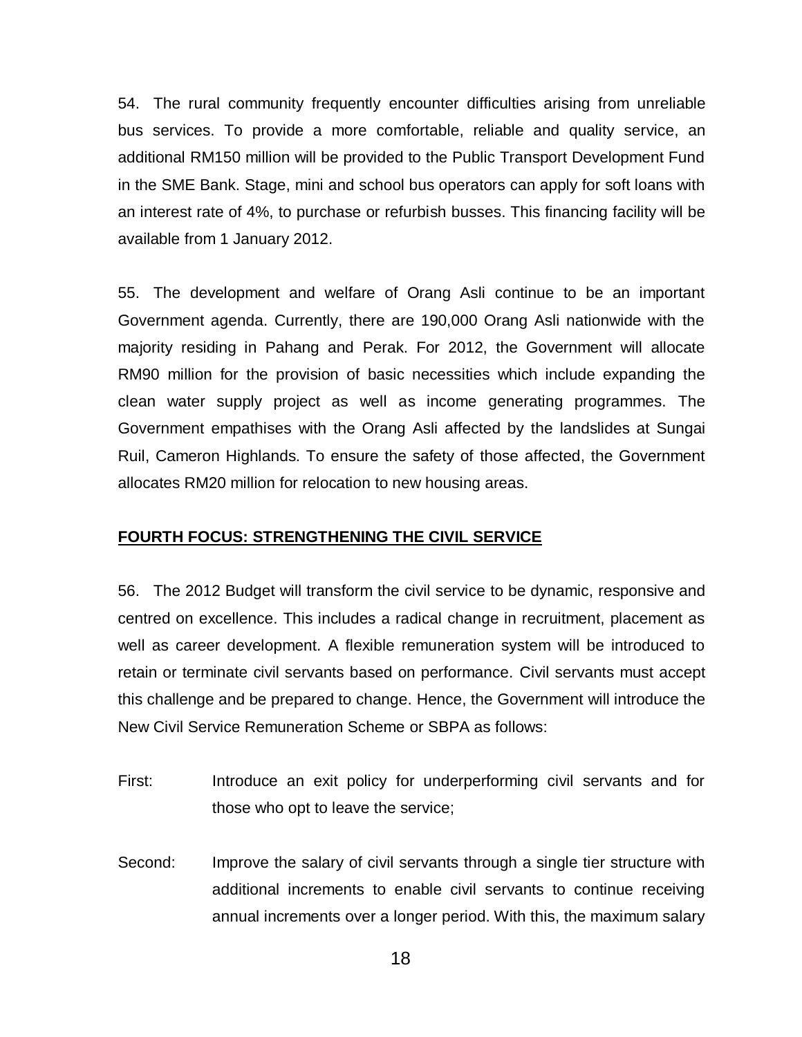54. The rural community frequently encounter difficulties arising from unreliable bus services. To provide a more comfortable, reliable and quality service, an additional RM150 million will be provided to the Public Transport Development Fund in the SME Bank. Stage, mini and school bus operators can apply for soft loans with an interest rate of 4%, to purchase or refurbish busses. This financing facility will be available from 1 January 2012.

55. The development and welfare of Orang Asli continue to be an important Government agenda. Currently, there are 190,000 Orang Asli nationwide with the majority residing in Pahang and Perak. For 2012, the Government will allocate RM90 million for the provision of basic necessities which include expanding the clean water supply project as well as income generating programmes. The Government empathises with the Orang Asli affected by the landslides at Sungai Ruil, Cameron Highlands. To ensure the safety of those affected, the Government allocates RM20 million for relocation to new housing areas.

## FOURTH FOCUS: STRENGTHENING THE CIVIL SERVICE

56. The 2012 Budget will transform the civil service to be dynamic, responsive and centred on excellence. This includes a radical change in recruitment, placement as well as career development. A flexible remuneration system will be introduced to retain or terminate civil servants based on performance. Civil servants must accept this challenge and be prepared to change. Hence, the Government will introduce the New Civil Service Remuneration Scheme or SBPA as follows:

First: Introduce an exit policy for underperforming civil servants and for those who opt to leave the service;

Second: Improve the salary of civil servants through a single tier structure with additional increments to enable civil servants to continue receiving annual increments over a longer period. With this, the maximum salary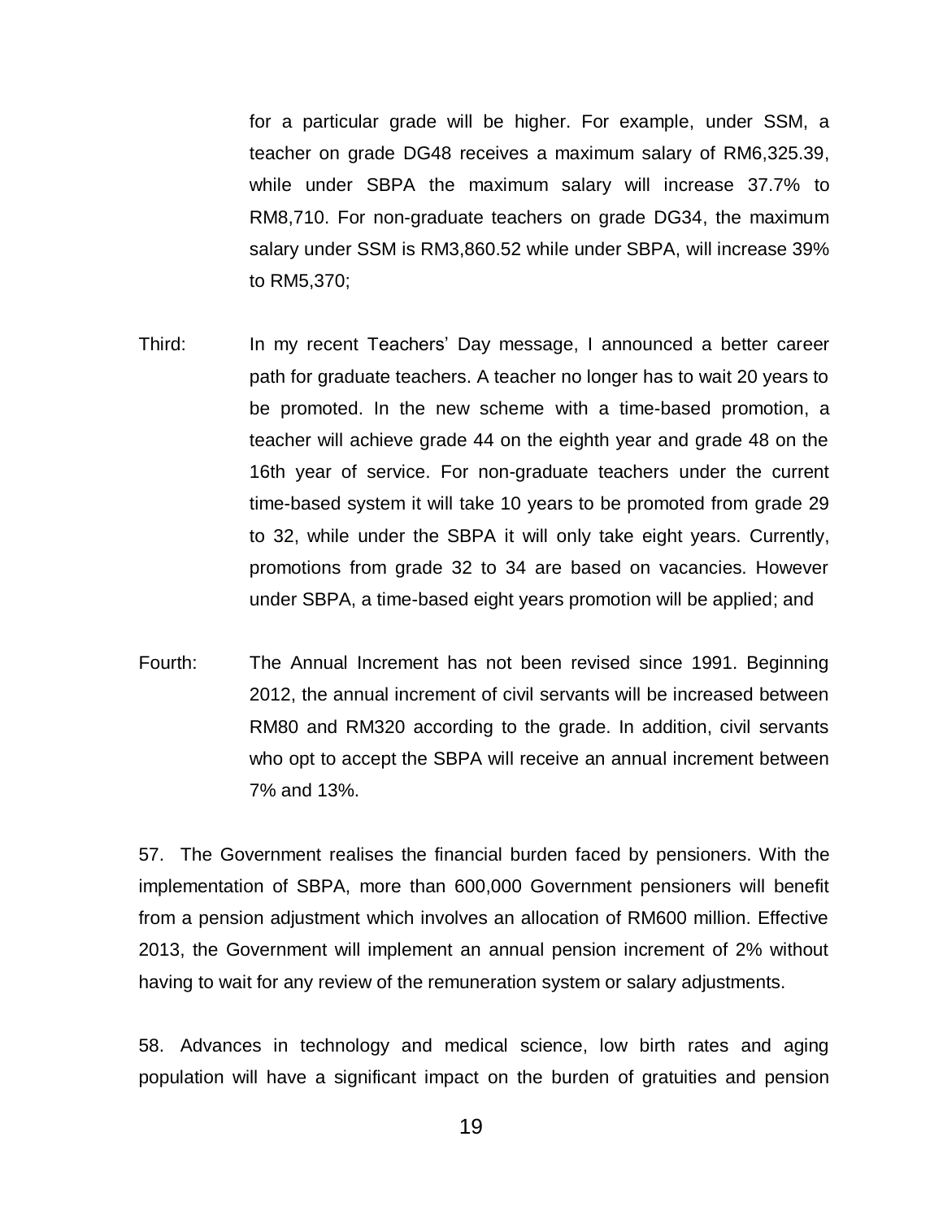for a particular grade will be higher. For example, under SSM, a teacher on grade DG48 receives a maximum salary of RM6,325.39, while under SBPA the maximum salary will increase 37.7% to RM8,710. For non-graduate teachers on grade DG34, the maximum salary under SSM is RM3,860.52 while under SBPA, will increase 39% to RM5,370;

Third: In my recent Teachers' Day message, I announced a better career path for graduate teachers. A teacher no longer has to wait 20 years to be promoted. In the new scheme with a time-based promotion, a teacher will achieve grade 44 on the eighth year and grade 48 on the 16th year of service. For non-graduate teachers under the current time-based system it will take 10 years to be promoted from grade 29 to 32, while under the SBPA it will only take eight years. Currently, promotions from grade 32 to 34 are based on vacancies. However under SBPA, a time-based eight years promotion will be applied; and

Fourth: The Annual Increment has not been revised since 1991. Beginning 2012, the annual increment of civil servants will be increased between RM80 and RM320 according to the grade. In addition, civil servants who opt to accept the SBPA will receive an annual increment between 7% and 13%.

57. The Government realises the financial burden faced by pensioners. With the implementation of SBPA, more than 600,000 Government pensioners will benefit from a pension adjustment which involves an allocation of RM600 million. Effective 2013, the Government will implement an annual pension increment of 2% without having to wait for any review of the remuneration system or salary adjustments.

58. Advances in technology and medical science, low birth rates and aging population will have a significant impact on the burden of gratuities and pension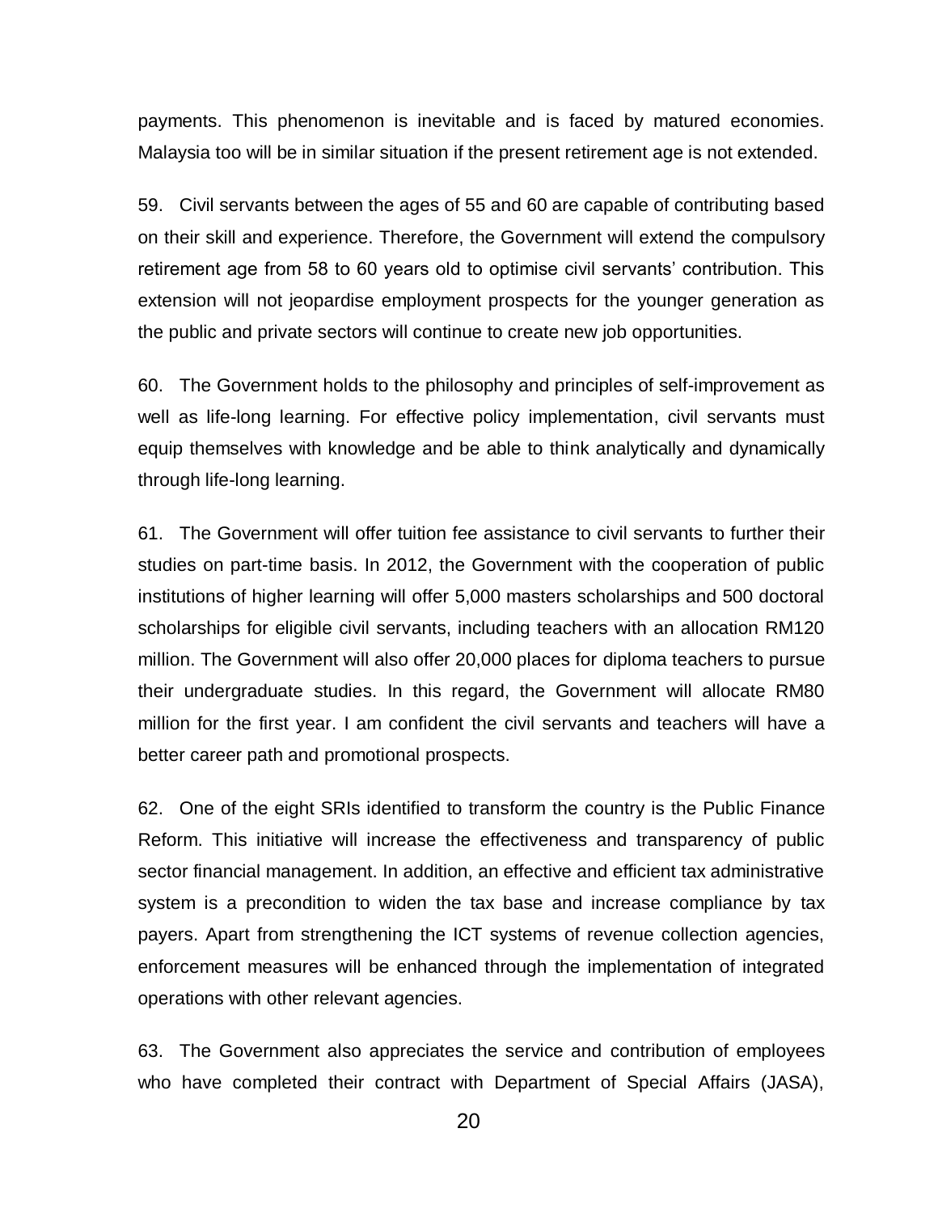payments. This phenomenon is inevitable and is faced by matured economies. Malaysia too will be in similar situation if the present retirement age is not extended.

59. Civil servants between the ages of 55 and 60 are capable of contributing based on their skill and experience. Therefore, the Government will extend the compulsory retirement age from 58 to 60 years old to optimise civil servants' contribution. This extension will not jeopardise employment prospects for the younger generation as the public and private sectors will continue to create new job opportunities.

60. The Government holds to the philosophy and principles of self-improvement as well as life-long learning. For effective policy implementation, civil servants must equip themselves with knowledge and be able to think analytically and dynamically through life-long learning.

61. The Government will offer tuition fee assistance to civil servants to further their studies on part-time basis. In 2012, the Government with the cooperation of public institutions of higher learning will offer 5,000 masters scholarships and 500 doctoral scholarships for eligible civil servants, including teachers with an allocation RM120 million. The Government will also offer 20,000 places for diploma teachers to pursue their undergraduate studies. In this regard, the Government will allocate RM80 million for the first year. I am confident the civil servants and teachers will have a better career path and promotional prospects.

62. One of the eight SRIs identified to transform the country is the Public Finance Reform. This initiative will increase the effectiveness and transparency of public sector financial management. In addition, an effective and efficient tax administrative system is a precondition to widen the tax base and increase compliance by tax payers. Apart from strengthening the ICT systems of revenue collection agencies, enforcement measures will be enhanced through the implementation of integrated operations with other relevant agencies.

63. The Government also appreciates the service and contribution of employees who have completed their contract with Department of Special Affairs (JASA),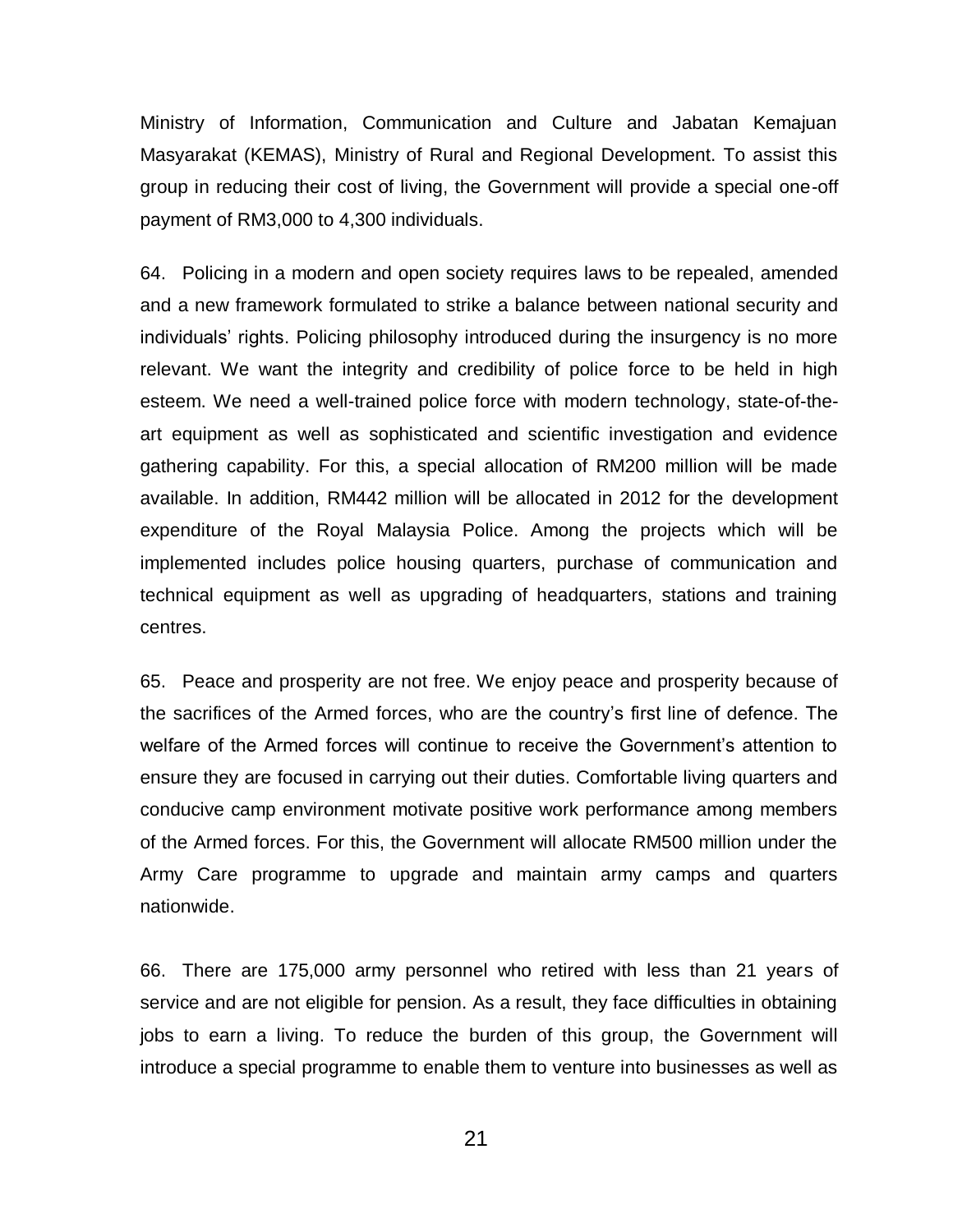Ministry of Information, Communication and Culture and Jabatan Kemajuan Masyarakat (KEMAS), Ministry of Rural and Regional Development. To assist this group in reducing their cost of living, the Government will provide a special one-off payment of RM3,000 to 4,300 individuals.

64. Policing in a modern and open society requires laws to be repealed, amended and a new framework formulated to strike a balance between national security and individuals' rights. Policing philosophy introduced during the insurgency is no more relevant. We want the integrity and credibility of police force to be held in high esteem. We need a well-trained police force with modern technology, state-of-the-art equipment as well as sophisticated and scientific investigation and evidence gathering capability. For this, a special allocation of RM200 million will be made available. In addition, RM442 million will be allocated in 2012 for the development expenditure of the Royal Malaysia Police. Among the projects which will be implemented includes police housing quarters, purchase of communication and technical equipment as well as upgrading of headquarters, stations and training centres.

65. Peace and prosperity are not free. We enjoy peace and prosperity because of the sacrifices of the Armed forces, who are the country's first line of defence. The welfare of the Armed forces will continue to receive the Government's attention to ensure they are focused in carrying out their duties. Comfortable living quarters and conducive camp environment motivate positive work performance among members of the Armed forces. For this, the Government will allocate RM500 million under the Army Care programme to upgrade and maintain army camps and quarters nationwide.

66. There are 175,000 army personnel who retired with less than 21 years of service and are not eligible for pension. As a result, they face difficulties in obtaining jobs to earn a living. To reduce the burden of this group, the Government will introduce a special programme to enable them to venture into businesses as well as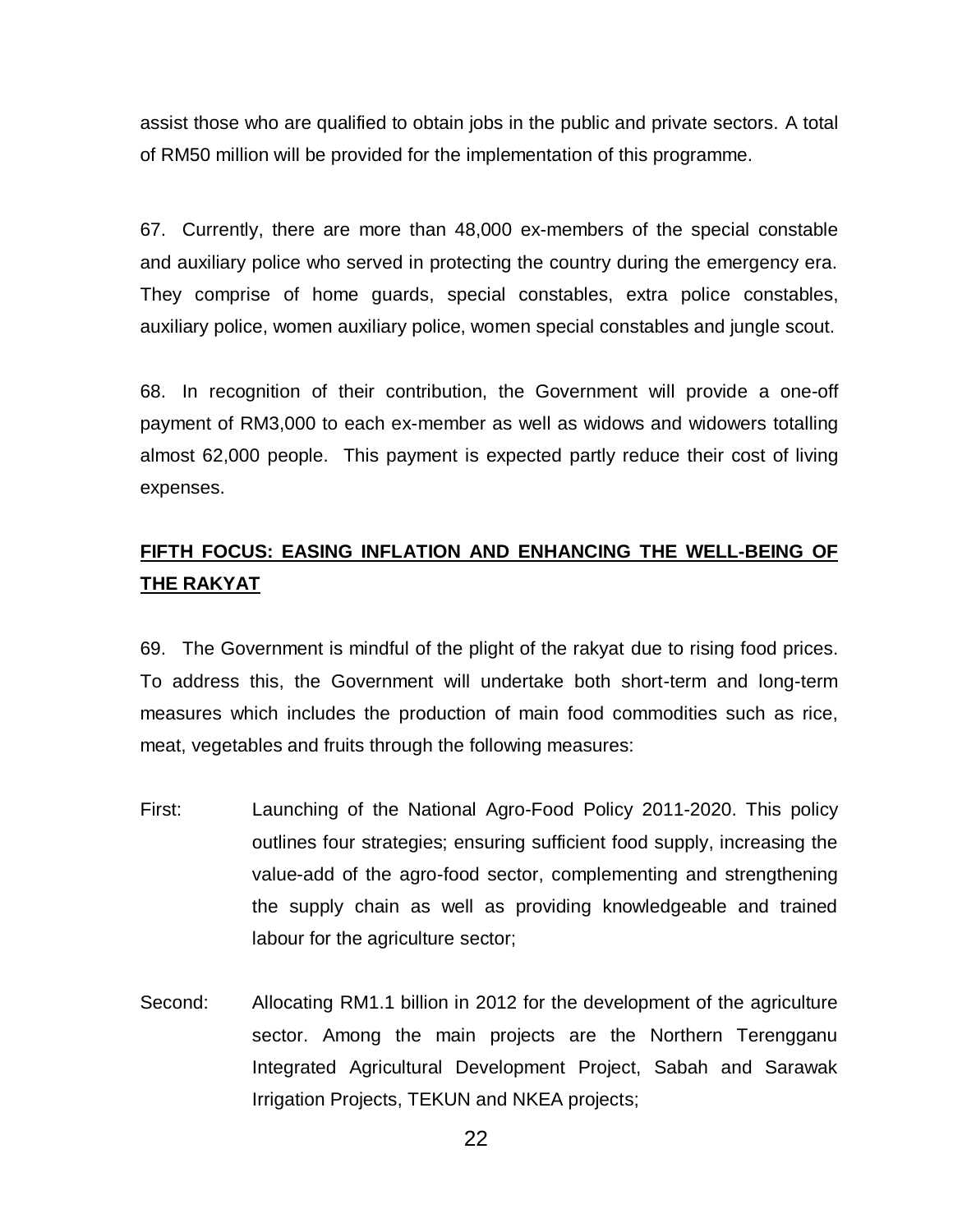assist those who are qualified to obtain jobs in the public and private sectors. A total of RM50 million will be provided for the implementation of this programme.

67. Currently, there are more than 48,000 ex-members of the special constable and auxiliary police who served in protecting the country during the emergency era. They comprise of home guards, special constables, extra police constables, auxiliary police, women auxiliary police, women special constables and jungle scout.

68. In recognition of their contribution, the Government will provide a one-off payment of RM3,000 to each ex-member as well as widows and widowers totalling almost 62,000 people. This payment is expected partly reduce their cost of living expenses.

## FIFTH FOCUS: EASING INFLATION AND ENHANCING THE WELL-BEING OF THE RAKYAT

69. The Government is mindful of the plight of the rakyat due to rising food prices. To address this, the Government will undertake both short-term and long-term measures which includes the production of main food commodities such as rice, meat, vegetables and fruits through the following measures:

First: Launching of the National Agro-Food Policy 2011-2020. This policy outlines four strategies; ensuring sufficient food supply, increasing the value-add of the agro-food sector, complementing and strengthening the supply chain as well as providing knowledgeable and trained labour for the agriculture sector;

Second: Allocating RM1.1 billion in 2012 for the development of the agriculture sector. Among the main projects are the Northern Terengganu Integrated Agricultural Development Project, Sabah and Sarawak Irrigation Projects, TEKUN and NKEA projects;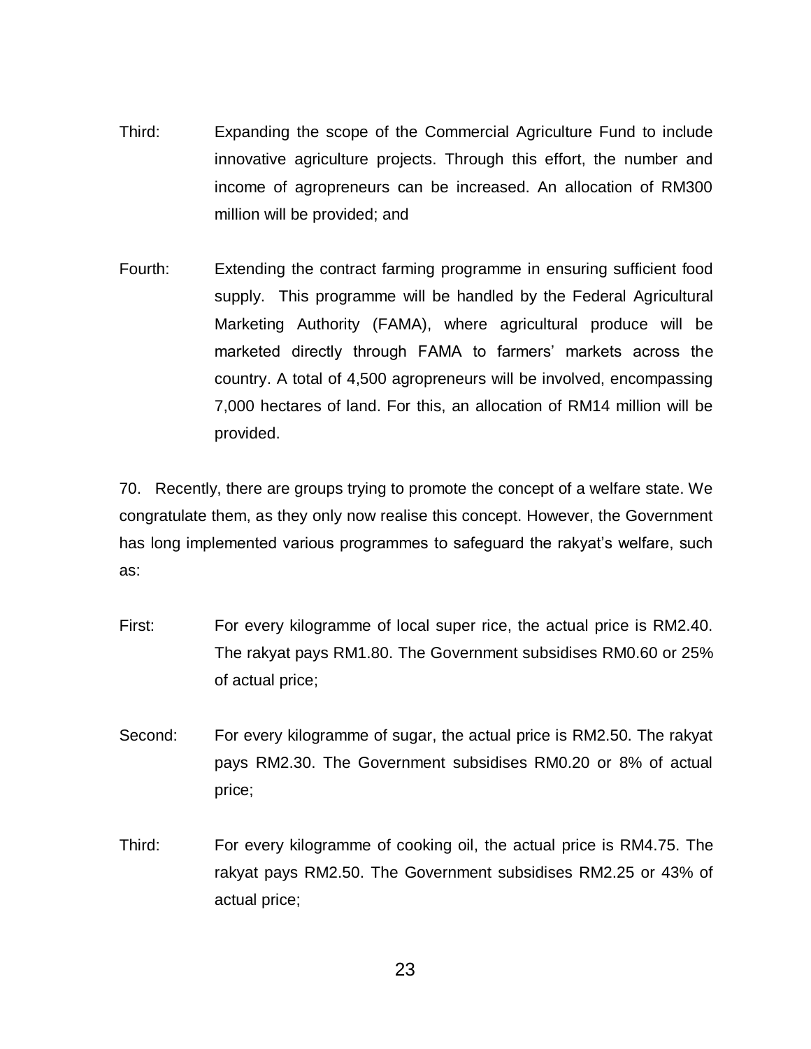Third: Expanding the scope of the Commercial Agriculture Fund to include innovative agriculture projects. Through this effort, the number and income of agropreneurs can be increased. An allocation of RM300 million will be provided; and

Fourth: Extending the contract farming programme in ensuring sufficient food supply. This programme will be handled by the Federal Agricultural Marketing Authority (FAMA), where agricultural produce will be marketed directly through FAMA to farmers' markets across the country. A total of 4,500 agropreneurs will be involved, encompassing 7,000 hectares of land. For this, an allocation of RM14 million will be provided.

70. Recently, there are groups trying to promote the concept of a welfare state. We congratulate them, as they only now realise this concept. However, the Government has long implemented various programmes to safeguard the rakyat's welfare, such as:

First: For every kilogramme of local super rice, the actual price is RM2.40. The rakyat pays RM1.80. The Government subsidises RM0.60 or 25% of actual price;

Second: For every kilogramme of sugar, the actual price is RM2.50. The rakyat pays RM2.30. The Government subsidises RM0.20 or 8% of actual price;

Third: For every kilogramme of cooking oil, the actual price is RM4.75. The rakyat pays RM2.50. The Government subsidises RM2.25 or 43% of actual price;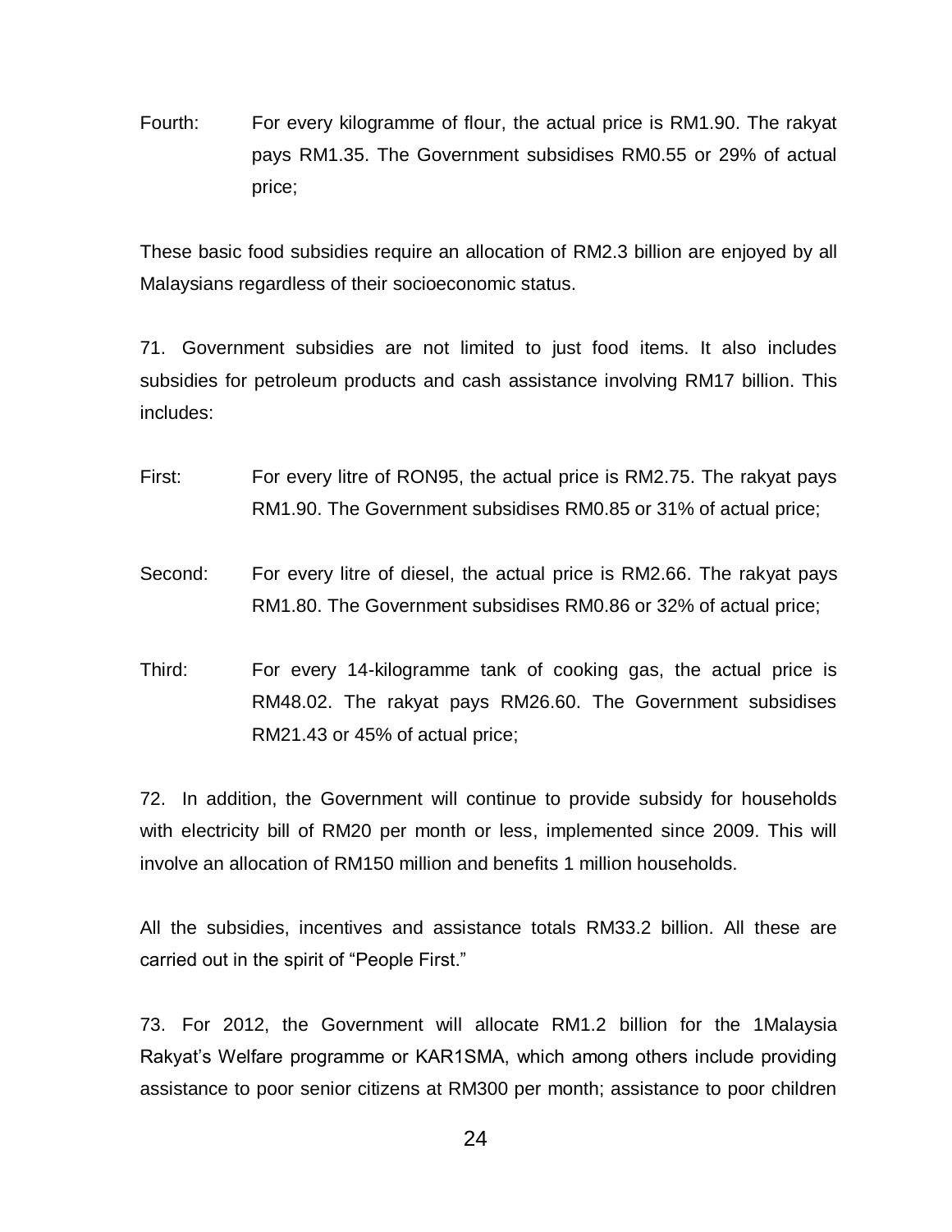Fourth: For every kilogramme of flour, the actual price is RM1.90. The rakyat pays RM1.35. The Government subsidises RM0.55 or 29% of actual price;

These basic food subsidies require an allocation of RM2.3 billion are enjoyed by all Malaysians regardless of their socioeconomic status.

71. Government subsidies are not limited to just food items. It also includes subsidies for petroleum products and cash assistance involving RM17 billion. This includes:

First: For every litre of RON95, the actual price is RM2.75. The rakyat pays RM1.90. The Government subsidises RM0.85 or 31% of actual price;

Second: For every litre of diesel, the actual price is RM2.66. The rakyat pays RM1.80. The Government subsidises RM0.86 or 32% of actual price;

Third: For every 14-kilogramme tank of cooking gas, the actual price is RM48.02. The rakyat pays RM26.60. The Government subsidises RM21.43 or 45% of actual price;

72. In addition, the Government will continue to provide subsidy for households with electricity bill of RM20 per month or less, implemented since 2009. This will involve an allocation of RM150 million and benefits 1 million households.

All the subsidies, incentives and assistance totals RM33.2 billion. All these are carried out in the spirit of "People First."

73. For 2012, the Government will allocate RM1.2 billion for the 1Malaysia Rakyat's Welfare programme or KAR1SMA, which among others include providing assistance to poor senior citizens at RM300 per month; assistance to poor children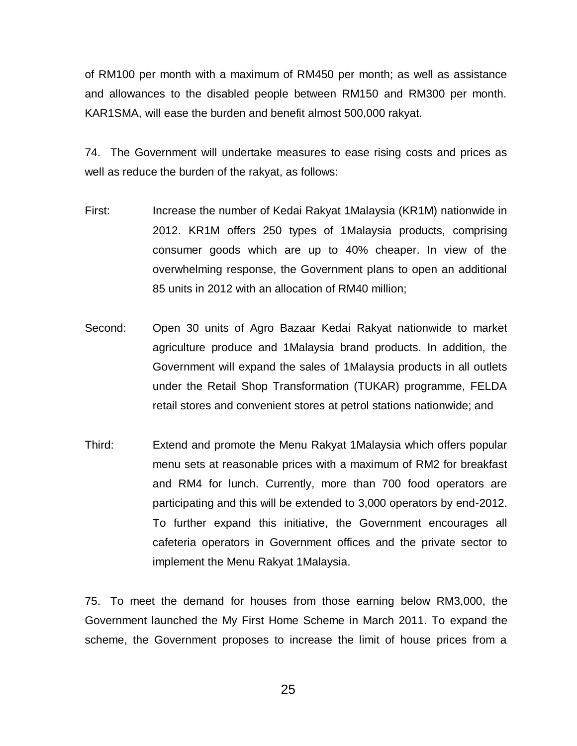of RM100 per month with a maximum of RM450 per month; as well as assistance and allowances to the disabled people between RM150 and RM300 per month. KAR1SMA, will ease the burden and benefit almost 500,000 rakyat.

74. The Government will undertake measures to ease rising costs and prices as well as reduce the burden of the rakyat, as follows:

First: Increase the number of Kedai Rakyat 1Malaysia (KR1M) nationwide in 2012. KR1M offers 250 types of 1Malaysia products, comprising consumer goods which are up to 40% cheaper. In view of the overwhelming response, the Government plans to open an additional 85 units in 2012 with an allocation of RM40 million;

Second: Open 30 units of Agro Bazaar Kedai Rakyat nationwide to market agriculture produce and 1Malaysia brand products. In addition, the Government will expand the sales of 1Malaysia products in all outlets under the Retail Shop Transformation (TUKAR) programme, FELDA retail stores and convenient stores at petrol stations nationwide; and

Third: Extend and promote the Menu Rakyat 1Malaysia which offers popular menu sets at reasonable prices with a maximum of RM2 for breakfast and RM4 for lunch. Currently, more than 700 food operators are participating and this will be extended to 3,000 operators by end-2012. To further expand this initiative, the Government encourages all cafeteria operators in Government offices and the private sector to implement the Menu Rakyat 1Malaysia.

75. To meet the demand for houses from those earning below RM3,000, the Government launched the My First Home Scheme in March 2011. To expand the scheme, the Government proposes to increase the limit of house prices from a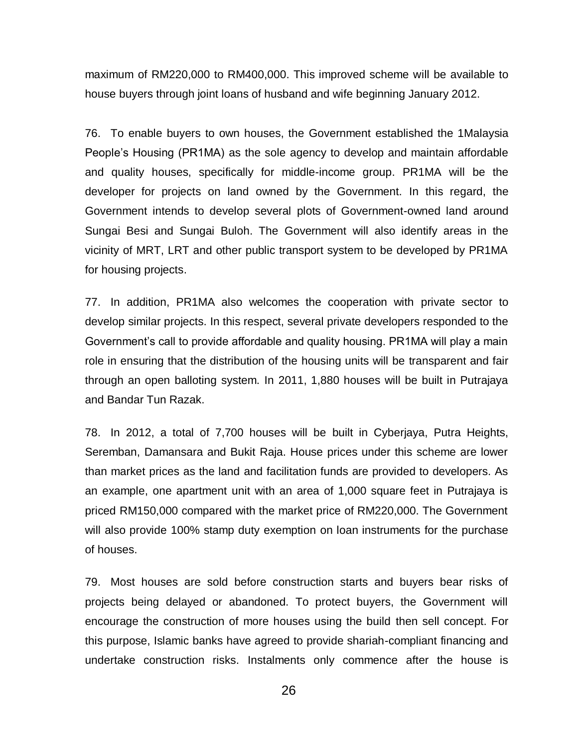maximum of RM220,000 to RM400,000. This improved scheme will be available to house buyers through joint loans of husband and wife beginning January 2012.

76. To enable buyers to own houses, the Government established the 1Malaysia People's Housing (PR1MA) as the sole agency to develop and maintain affordable and quality houses, specifically for middle-income group. PR1MA will be the developer for projects on land owned by the Government. In this regard, the Government intends to develop several plots of Government-owned land around Sungai Besi and Sungai Buloh. The Government will also identify areas in the vicinity of MRT, LRT and other public transport system to be developed by PR1MA for housing projects.

77. In addition, PR1MA also welcomes the cooperation with private sector to develop similar projects. In this respect, several private developers responded to the Government's call to provide affordable and quality housing. PR1MA will play a main role in ensuring that the distribution of the housing units will be transparent and fair through an open balloting system. In 2011, 1,880 houses will be built in Putrajaya and Bandar Tun Razak.

78. In 2012, a total of 7,700 houses will be built in Cyberjaya, Putra Heights, Seremban, Damansara and Bukit Raja. House prices under this scheme are lower than market prices as the land and facilitation funds are provided to developers. As an example, one apartment unit with an area of 1,000 square feet in Putrajaya is priced RM150,000 compared with the market price of RM220,000. The Government will also provide 100% stamp duty exemption on loan instruments for the purchase of houses.

79. Most houses are sold before construction starts and buyers bear risks of projects being delayed or abandoned. To protect buyers, the Government will encourage the construction of more houses using the build then sell concept. For this purpose, Islamic banks have agreed to provide shariah-compliant financing and undertake construction risks. Instalments only commence after the house is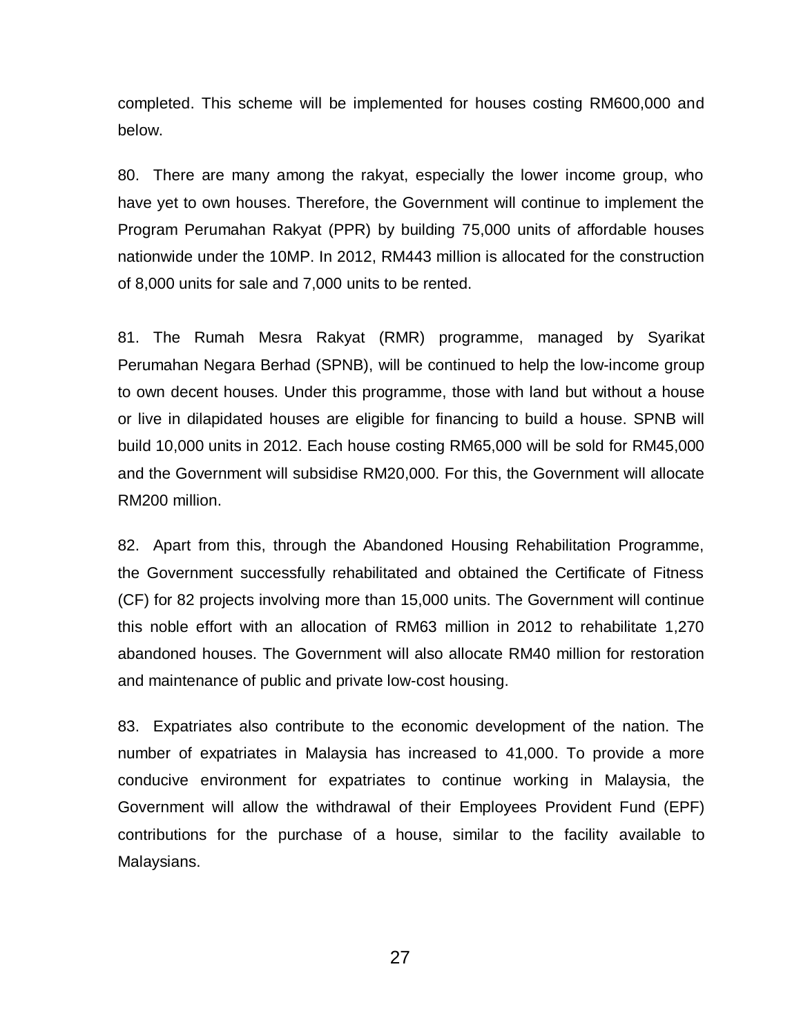completed. This scheme will be implemented for houses costing RM600,000 and below.

80. There are many among the rakyat, especially the lower income group, who have yet to own houses. Therefore, the Government will continue to implement the Program Perumahan Rakyat (PPR) by building 75,000 units of affordable houses nationwide under the 10MP. In 2012, RM443 million is allocated for the construction of 8,000 units for sale and 7,000 units to be rented.

81. The Rumah Mesra Rakyat (RMR) programme, managed by Syarikat Perumahan Negara Berhad (SPNB), will be continued to help the low-income group to own decent houses. Under this programme, those with land but without a house or live in dilapidated houses are eligible for financing to build a house. SPNB will build 10,000 units in 2012. Each house costing RM65,000 will be sold for RM45,000 and the Government will subsidise RM20,000. For this, the Government will allocate RM200 million.

82. Apart from this, through the Abandoned Housing Rehabilitation Programme, the Government successfully rehabilitated and obtained the Certificate of Fitness (CF) for 82 projects involving more than 15,000 units. The Government will continue this noble effort with an allocation of RM63 million in 2012 to rehabilitate 1,270 abandoned houses. The Government will also allocate RM40 million for restoration and maintenance of public and private low-cost housing.

83. Expatriates also contribute to the economic development of the nation. The number of expatriates in Malaysia has increased to 41,000. To provide a more conducive environment for expatriates to continue working in Malaysia, the Government will allow the withdrawal of their Employees Provident Fund (EPF) contributions for the purchase of a house, similar to the facility available to Malaysians.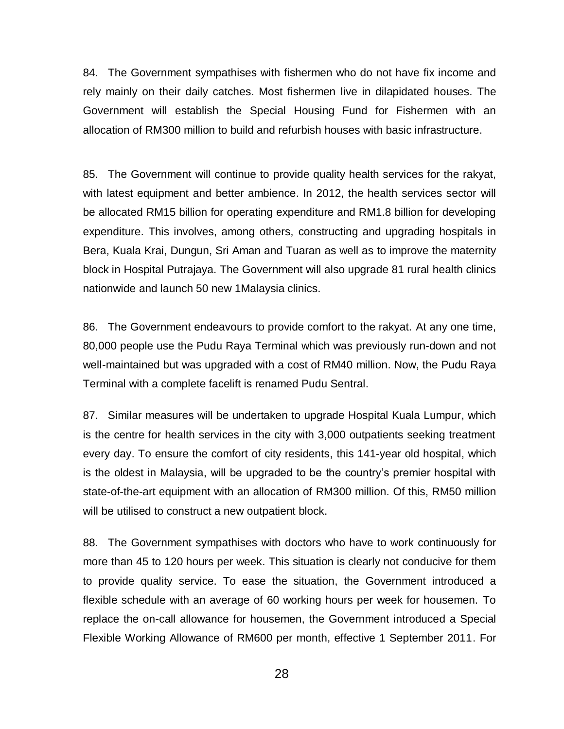84. The Government sympathises with fishermen who do not have fix income and rely mainly on their daily catches. Most fishermen live in dilapidated houses. The Government will establish the Special Housing Fund for Fishermen with an allocation of RM300 million to build and refurbish houses with basic infrastructure.

85. The Government will continue to provide quality health services for the rakyat, with latest equipment and better ambience. In 2012, the health services sector will be allocated RM15 billion for operating expenditure and RM1.8 billion for developing expenditure. This involves, among others, constructing and upgrading hospitals in Bera, Kuala Krai, Dungun, Sri Aman and Tuaran as well as to improve the maternity block in Hospital Putrajaya. The Government will also upgrade 81 rural health clinics nationwide and launch 50 new 1Malaysia clinics.

86. The Government endeavours to provide comfort to the rakyat. At any one time, 80,000 people use the Pudu Raya Terminal which was previously run-down and not well-maintained but was upgraded with a cost of RM40 million. Now, the Pudu Raya Terminal with a complete facelift is renamed Pudu Sentral.

87. Similar measures will be undertaken to upgrade Hospital Kuala Lumpur, which is the centre for health services in the city with 3,000 outpatients seeking treatment every day. To ensure the comfort of city residents, this 141-year old hospital, which is the oldest in Malaysia, will be upgraded to be the country's premier hospital with state-of-the-art equipment with an allocation of RM300 million. Of this, RM50 million will be utilised to construct a new outpatient block.

88. The Government sympathises with doctors who have to work continuously for more than 45 to 120 hours per week. This situation is clearly not conducive for them to provide quality service. To ease the situation, the Government introduced a flexible schedule with an average of 60 working hours per week for housemen. To replace the on-call allowance for housemen, the Government introduced a Special Flexible Working Allowance of RM600 per month, effective 1 September 2011. For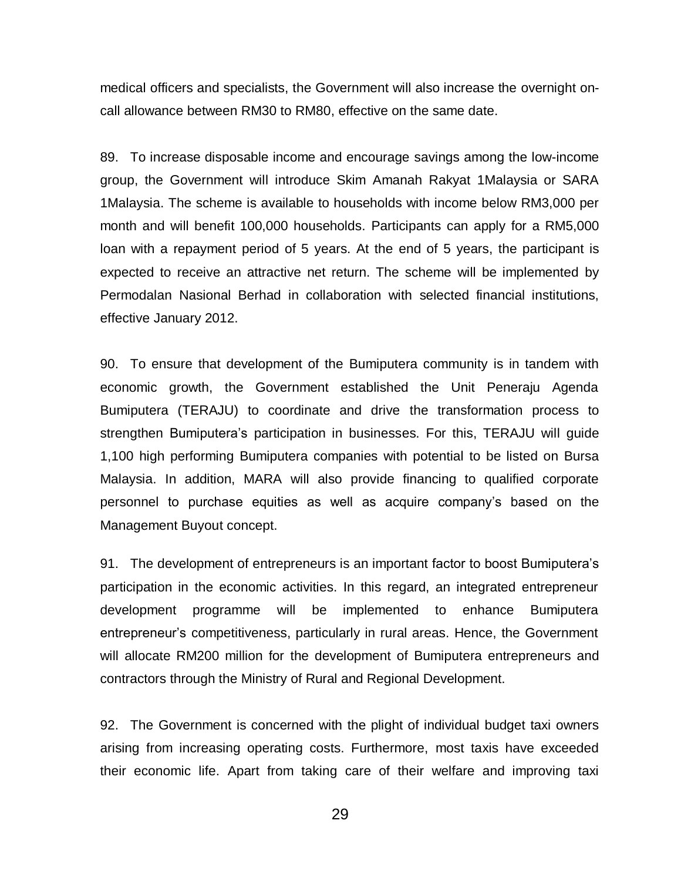medical officers and specialists, the Government will also increase the overnight on-call allowance between RM30 to RM80, effective on the same date.

89. To increase disposable income and encourage savings among the low-income group, the Government will introduce Skim Amanah Rakyat 1Malaysia or SARA 1Malaysia. The scheme is available to households with income below RM3,000 per month and will benefit 100,000 households. Participants can apply for a RM5,000 loan with a repayment period of 5 years. At the end of 5 years, the participant is expected to receive an attractive net return. The scheme will be implemented by Permodalan Nasional Berhad in collaboration with selected financial institutions, effective January 2012.

90. To ensure that development of the Bumiputera community is in tandem with economic growth, the Government established the Unit Peneraju Agenda Bumiputera (TERAJU) to coordinate and drive the transformation process to strengthen Bumiputera's participation in businesses. For this, TERAJU will guide 1,100 high performing Bumiputera companies with potential to be listed on Bursa Malaysia. In addition, MARA will also provide financing to qualified corporate personnel to purchase equities as well as acquire company's based on the Management Buyout concept.

91. The development of entrepreneurs is an important factor to boost Bumiputera's participation in the economic activities. In this regard, an integrated entrepreneur development programme will be implemented to enhance Bumiputera entrepreneur's competitiveness, particularly in rural areas. Hence, the Government will allocate RM200 million for the development of Bumiputera entrepreneurs and contractors through the Ministry of Rural and Regional Development.

92. The Government is concerned with the plight of individual budget taxi owners arising from increasing operating costs. Furthermore, most taxis have exceeded their economic life. Apart from taking care of their welfare and improving taxi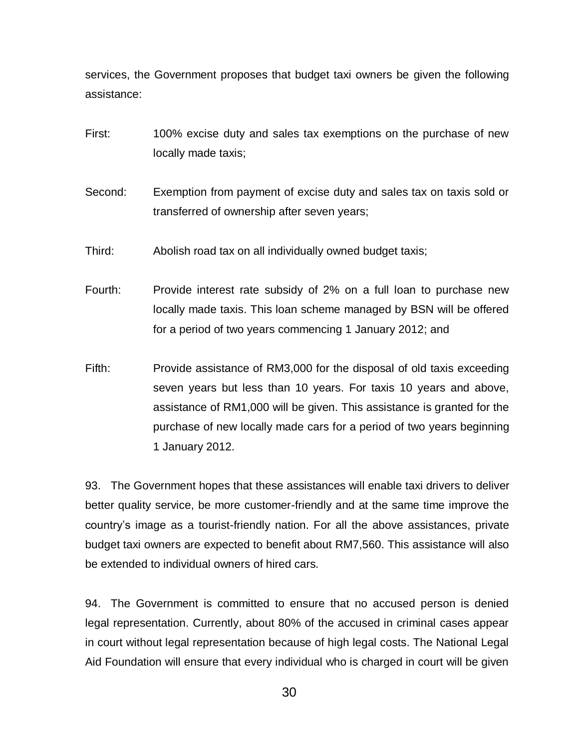services, the Government proposes that budget taxi owners be given the following assistance:

First: 100% excise duty and sales tax exemptions on the purchase of new locally made taxis;

Second: Exemption from payment of excise duty and sales tax on taxis sold or transferred of ownership after seven years;

Third: Abolish road tax on all individually owned budget taxis;

Fourth: Provide interest rate subsidy of 2% on a full loan to purchase new locally made taxis. This loan scheme managed by BSN will be offered for a period of two years commencing 1 January 2012; and

Fifth: Provide assistance of RM3,000 for the disposal of old taxis exceeding seven years but less than 10 years. For taxis 10 years and above, assistance of RM1,000 will be given. This assistance is granted for the purchase of new locally made cars for a period of two years beginning 1 January 2012.

93. The Government hopes that these assistances will enable taxi drivers to deliver better quality service, be more customer-friendly and at the same time improve the country's image as a tourist-friendly nation. For all the above assistances, private budget taxi owners are expected to benefit about RM7,560. This assistance will also be extended to individual owners of hired cars.

94. The Government is committed to ensure that no accused person is denied legal representation. Currently, about 80% of the accused in criminal cases appear in court without legal representation because of high legal costs. The National Legal Aid Foundation will ensure that every individual who is charged in court will be given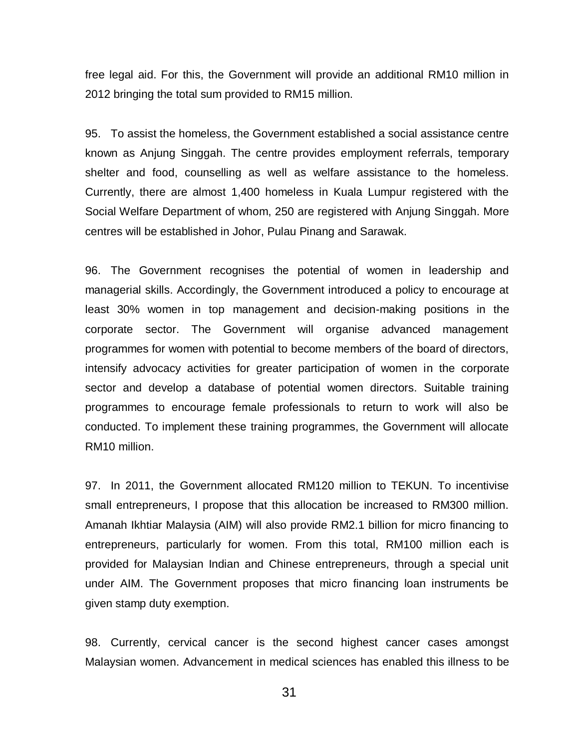free legal aid. For this, the Government will provide an additional RM10 million in 2012 bringing the total sum provided to RM15 million.

95. To assist the homeless, the Government established a social assistance centre known as Anjung Singgah. The centre provides employment referrals, temporary shelter and food, counselling as well as welfare assistance to the homeless. Currently, there are almost 1,400 homeless in Kuala Lumpur registered with the Social Welfare Department of whom, 250 are registered with Anjung Singgah. More centres will be established in Johor, Pulau Pinang and Sarawak.

96. The Government recognises the potential of women in leadership and managerial skills. Accordingly, the Government introduced a policy to encourage at least 30% women in top management and decision-making positions in the corporate sector. The Government will organise advanced management programmes for women with potential to become members of the board of directors, intensify advocacy activities for greater participation of women in the corporate sector and develop a database of potential women directors. Suitable training programmes to encourage female professionals to return to work will also be conducted. To implement these training programmes, the Government will allocate RM10 million.

97. In 2011, the Government allocated RM120 million to TEKUN. To incentivise small entrepreneurs, I propose that this allocation be increased to RM300 million. Amanah Ikhtiar Malaysia (AIM) will also provide RM2.1 billion for micro financing to entrepreneurs, particularly for women. From this total, RM100 million each is provided for Malaysian Indian and Chinese entrepreneurs, through a special unit under AIM. The Government proposes that micro financing loan instruments be given stamp duty exemption.

98. Currently, cervical cancer is the second highest cancer cases amongst Malaysian women. Advancement in medical sciences has enabled this illness to be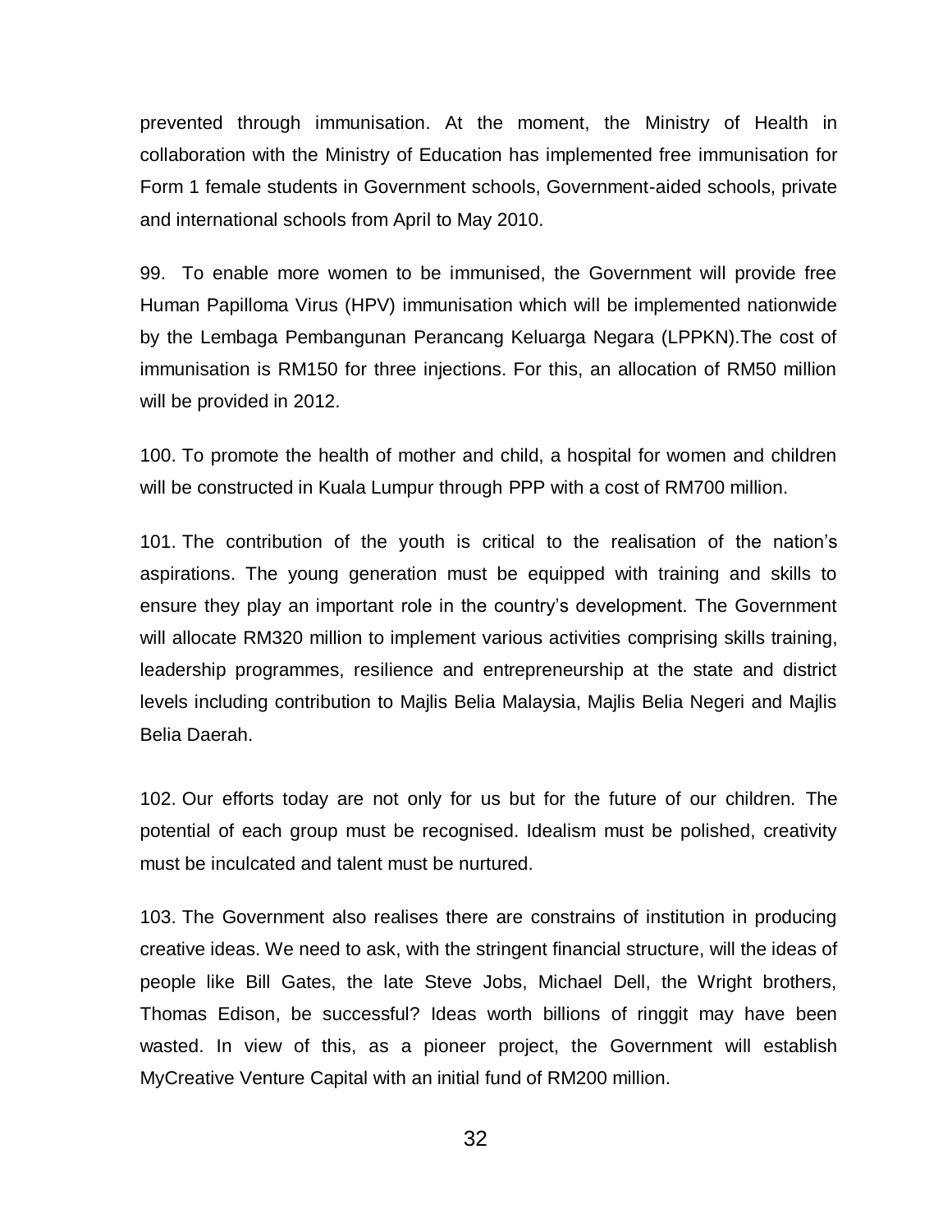prevented through immunisation. At the moment, the Ministry of Health in collaboration with the Ministry of Education has implemented free immunisation for Form 1 female students in Government schools, Government-aided schools, private and international schools from April to May 2010.

99. To enable more women to be immunised, the Government will provide free Human Papilloma Virus (HPV) immunisation which will be implemented nationwide by the Lembaga Pembangunan Perancang Keluarga Negara (LPPKN).The cost of immunisation is RM150 for three injections. For this, an allocation of RM50 million will be provided in 2012.

100. To promote the health of mother and child, a hospital for women and children will be constructed in Kuala Lumpur through PPP with a cost of RM700 million.

101. The contribution of the youth is critical to the realisation of the nation's aspirations. The young generation must be equipped with training and skills to ensure they play an important role in the country's development. The Government will allocate RM320 million to implement various activities comprising skills training, leadership programmes, resilience and entrepreneurship at the state and district levels including contribution to Majlis Belia Malaysia, Majlis Belia Negeri and Majlis Belia Daerah.

102. Our efforts today are not only for us but for the future of our children. The potential of each group must be recognised. Idealism must be polished, creativity must be inculcated and talent must be nurtured.

103. The Government also realises there are constrains of institution in producing creative ideas. We need to ask, with the stringent financial structure, will the ideas of people like Bill Gates, the late Steve Jobs, Michael Dell, the Wright brothers, Thomas Edison, be successful? Ideas worth billions of ringgit may have been wasted. In view of this, as a pioneer project, the Government will establish MyCreative Venture Capital with an initial fund of RM200 million.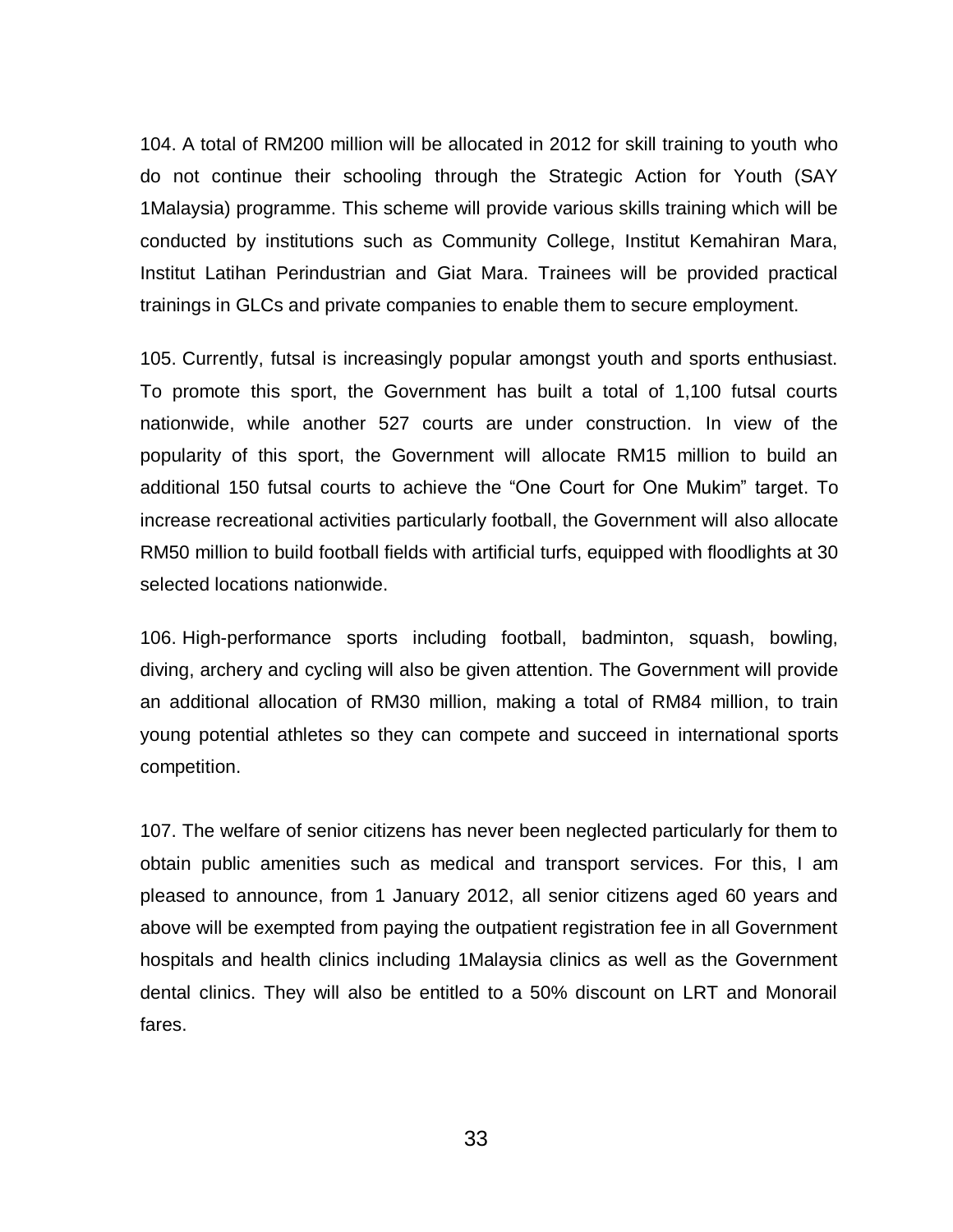104. A total of RM200 million will be allocated in 2012 for skill training to youth who do not continue their schooling through the Strategic Action for Youth (SAY 1Malaysia) programme. This scheme will provide various skills training which will be conducted by institutions such as Community College, Institut Kemahiran Mara, Institut Latihan Perindustrian and Giat Mara. Trainees will be provided practical trainings in GLCs and private companies to enable them to secure employment.

105. Currently, futsal is increasingly popular amongst youth and sports enthusiast. To promote this sport, the Government has built a total of 1,100 futsal courts nationwide, while another 527 courts are under construction. In view of the popularity of this sport, the Government will allocate RM15 million to build an additional 150 futsal courts to achieve the "One Court for One Mukim" target. To increase recreational activities particularly football, the Government will also allocate RM50 million to build football fields with artificial turfs, equipped with floodlights at 30 selected locations nationwide.

106. High-performance sports including football, badminton, squash, bowling, diving, archery and cycling will also be given attention. The Government will provide an additional allocation of RM30 million, making a total of RM84 million, to train young potential athletes so they can compete and succeed in international sports competition.

107. The welfare of senior citizens has never been neglected particularly for them to obtain public amenities such as medical and transport services. For this, I am pleased to announce, from 1 January 2012, all senior citizens aged 60 years and above will be exempted from paying the outpatient registration fee in all Government hospitals and health clinics including 1Malaysia clinics as well as the Government dental clinics. They will also be entitled to a 50% discount on LRT and Monorail fares.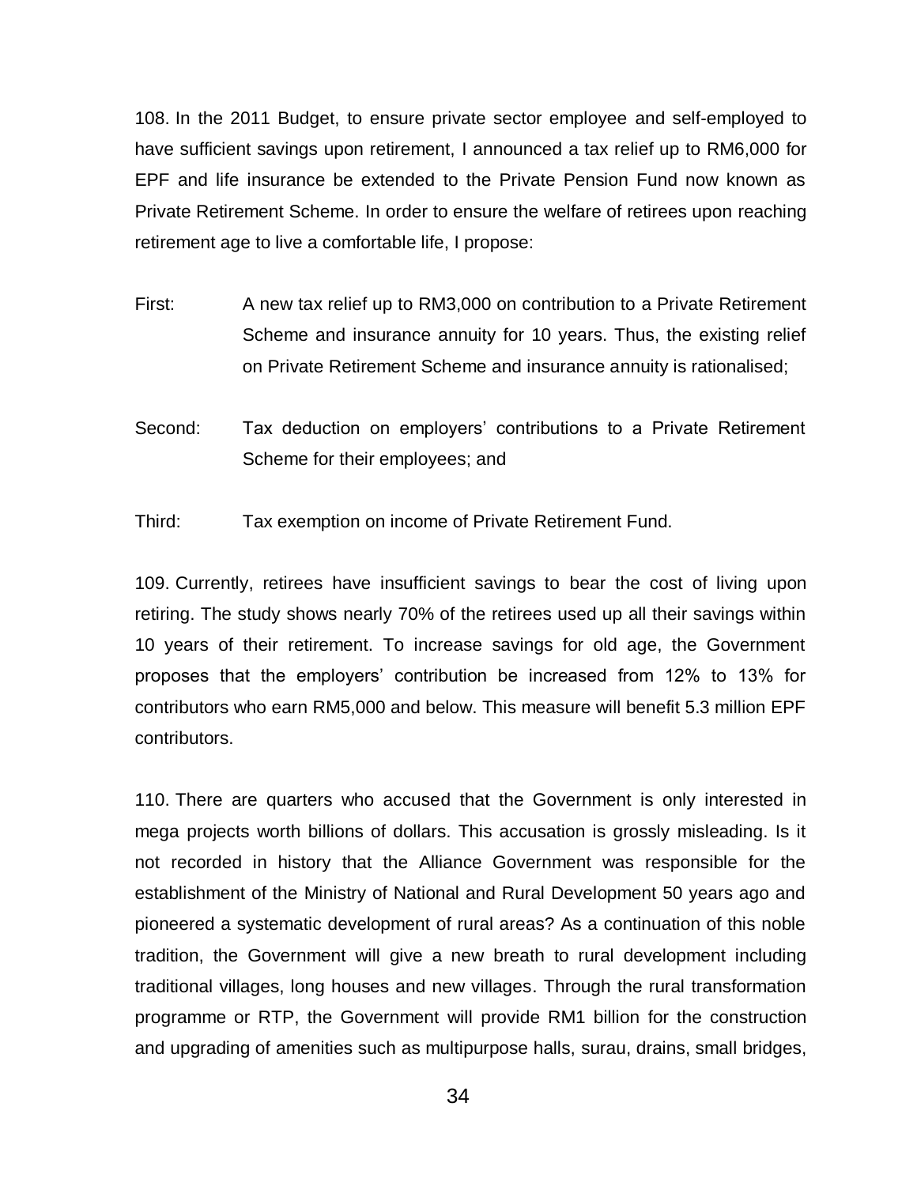108. In the 2011 Budget, to ensure private sector employee and self-employed to have sufficient savings upon retirement, I announced a tax relief up to RM6,000 for EPF and life insurance be extended to the Private Pension Fund now known as Private Retirement Scheme. In order to ensure the welfare of retirees upon reaching retirement age to live a comfortable life, I propose:

First: A new tax relief up to RM3,000 on contribution to a Private Retirement Scheme and insurance annuity for 10 years. Thus, the existing relief on Private Retirement Scheme and insurance annuity is rationalised;

Second: Tax deduction on employers' contributions to a Private Retirement Scheme for their employees; and

Third: Tax exemption on income of Private Retirement Fund.

109. Currently, retirees have insufficient savings to bear the cost of living upon retiring. The study shows nearly 70% of the retirees used up all their savings within 10 years of their retirement. To increase savings for old age, the Government proposes that the employers' contribution be increased from 12% to 13% for contributors who earn RM5,000 and below. This measure will benefit 5.3 million EPF contributors.

110. There are quarters who accused that the Government is only interested in mega projects worth billions of dollars. This accusation is grossly misleading. Is it not recorded in history that the Alliance Government was responsible for the establishment of the Ministry of National and Rural Development 50 years ago and pioneered a systematic development of rural areas? As a continuation of this noble tradition, the Government will give a new breath to rural development including traditional villages, long houses and new villages. Through the rural transformation programme or RTP, the Government will provide RM1 billion for the construction and upgrading of amenities such as multipurpose halls, surau, drains, small bridges,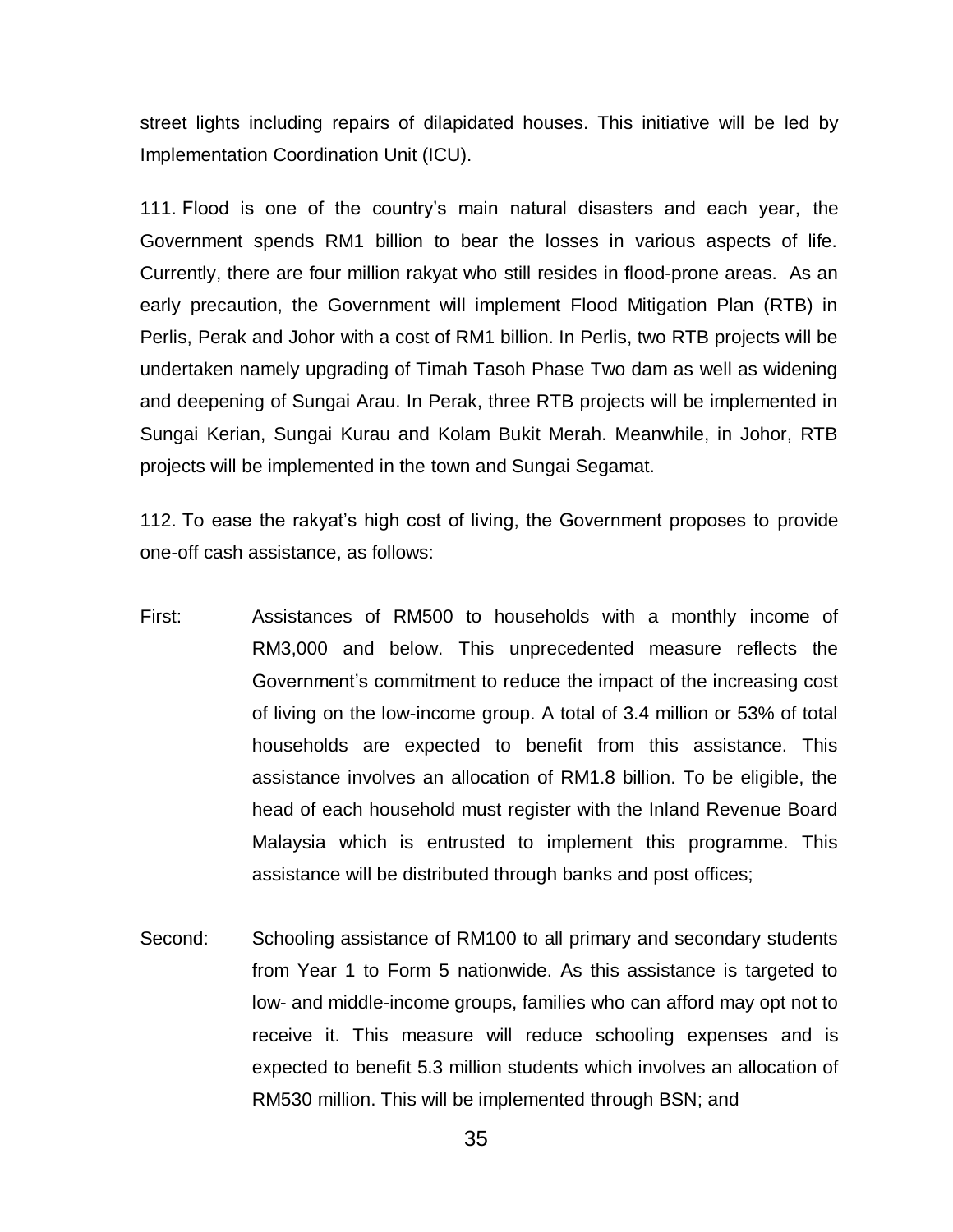street lights including repairs of dilapidated houses. This initiative will be led by Implementation Coordination Unit (ICU).

111. Flood is one of the country's main natural disasters and each year, the Government spends RM1 billion to bear the losses in various aspects of life. Currently, there are four million rakyat who still resides in flood-prone areas. As an early precaution, the Government will implement Flood Mitigation Plan (RTB) in Perlis, Perak and Johor with a cost of RM1 billion. In Perlis, two RTB projects will be undertaken namely upgrading of Timah Tasoh Phase Two dam as well as widening and deepening of Sungai Arau. In Perak, three RTB projects will be implemented in Sungai Kerian, Sungai Kurau and Kolam Bukit Merah. Meanwhile, in Johor, RTB projects will be implemented in the town and Sungai Segamat.

112. To ease the rakyat's high cost of living, the Government proposes to provide one-off cash assistance, as follows:

First: Assistances of RM500 to households with a monthly income of RM3,000 and below. This unprecedented measure reflects the Government's commitment to reduce the impact of the increasing cost of living on the low-income group. A total of 3.4 million or 53% of total households are expected to benefit from this assistance. This assistance involves an allocation of RM1.8 billion. To be eligible, the head of each household must register with the Inland Revenue Board Malaysia which is entrusted to implement this programme. This assistance will be distributed through banks and post offices;

Second: Schooling assistance of RM100 to all primary and secondary students from Year 1 to Form 5 nationwide. As this assistance is targeted to low- and middle-income groups, families who can afford may opt not to receive it. This measure will reduce schooling expenses and is expected to benefit 5.3 million students which involves an allocation of RM530 million. This will be implemented through BSN; and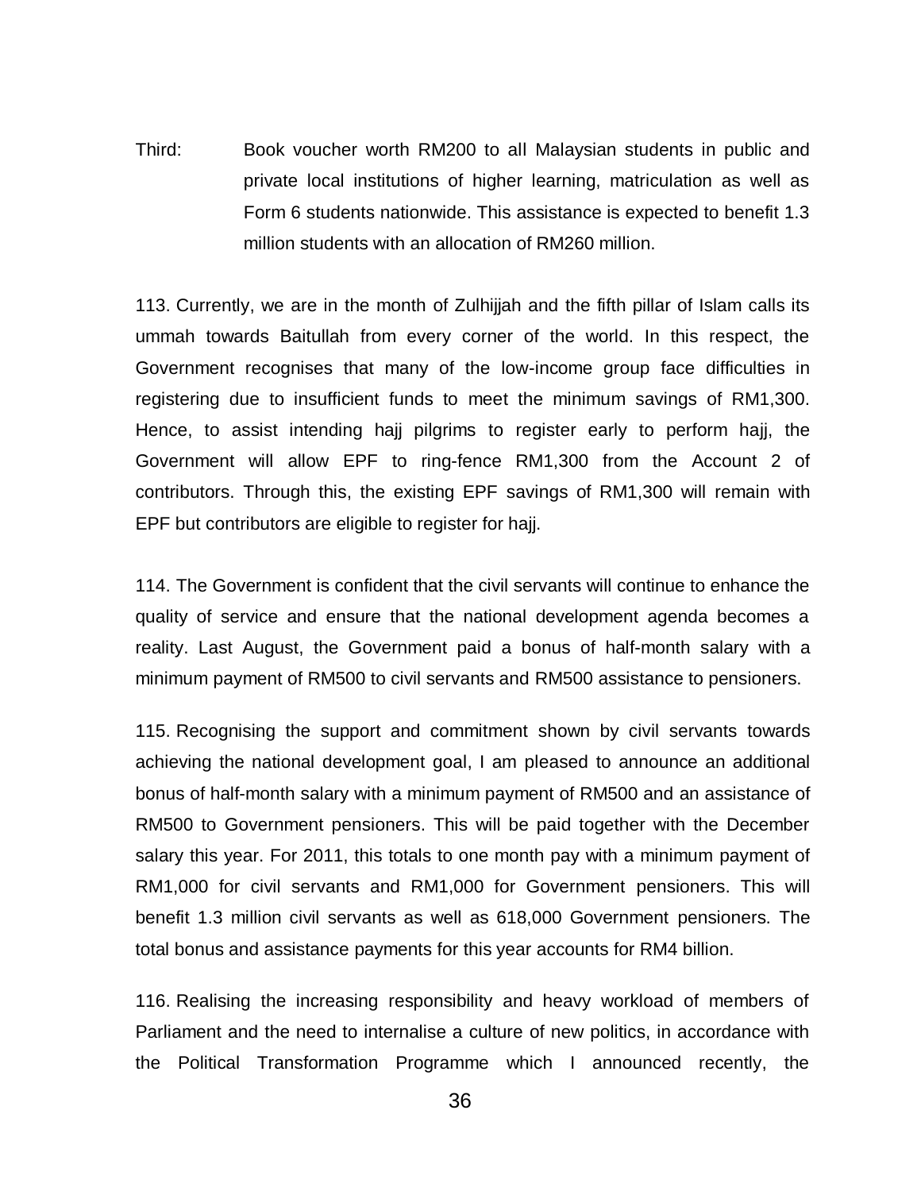Third: Book voucher worth RM200 to all Malaysian students in public and private local institutions of higher learning, matriculation as well as Form 6 students nationwide. This assistance is expected to benefit 1.3 million students with an allocation of RM260 million.

113. Currently, we are in the month of Zulhijjah and the fifth pillar of Islam calls its ummah towards Baitullah from every corner of the world. In this respect, the Government recognises that many of the low-income group face difficulties in registering due to insufficient funds to meet the minimum savings of RM1,300. Hence, to assist intending hajj pilgrims to register early to perform hajj, the Government will allow EPF to ring-fence RM1,300 from the Account 2 of contributors. Through this, the existing EPF savings of RM1,300 will remain with EPF but contributors are eligible to register for hajj.

114. The Government is confident that the civil servants will continue to enhance the quality of service and ensure that the national development agenda becomes a reality. Last August, the Government paid a bonus of half-month salary with a minimum payment of RM500 to civil servants and RM500 assistance to pensioners.

115. Recognising the support and commitment shown by civil servants towards achieving the national development goal, I am pleased to announce an additional bonus of half-month salary with a minimum payment of RM500 and an assistance of RM500 to Government pensioners. This will be paid together with the December salary this year. For 2011, this totals to one month pay with a minimum payment of RM1,000 for civil servants and RM1,000 for Government pensioners. This will benefit 1.3 million civil servants as well as 618,000 Government pensioners. The total bonus and assistance payments for this year accounts for RM4 billion.

116. Realising the increasing responsibility and heavy workload of members of Parliament and the need to internalise a culture of new politics, in accordance with the Political Transformation Programme which I announced recently, the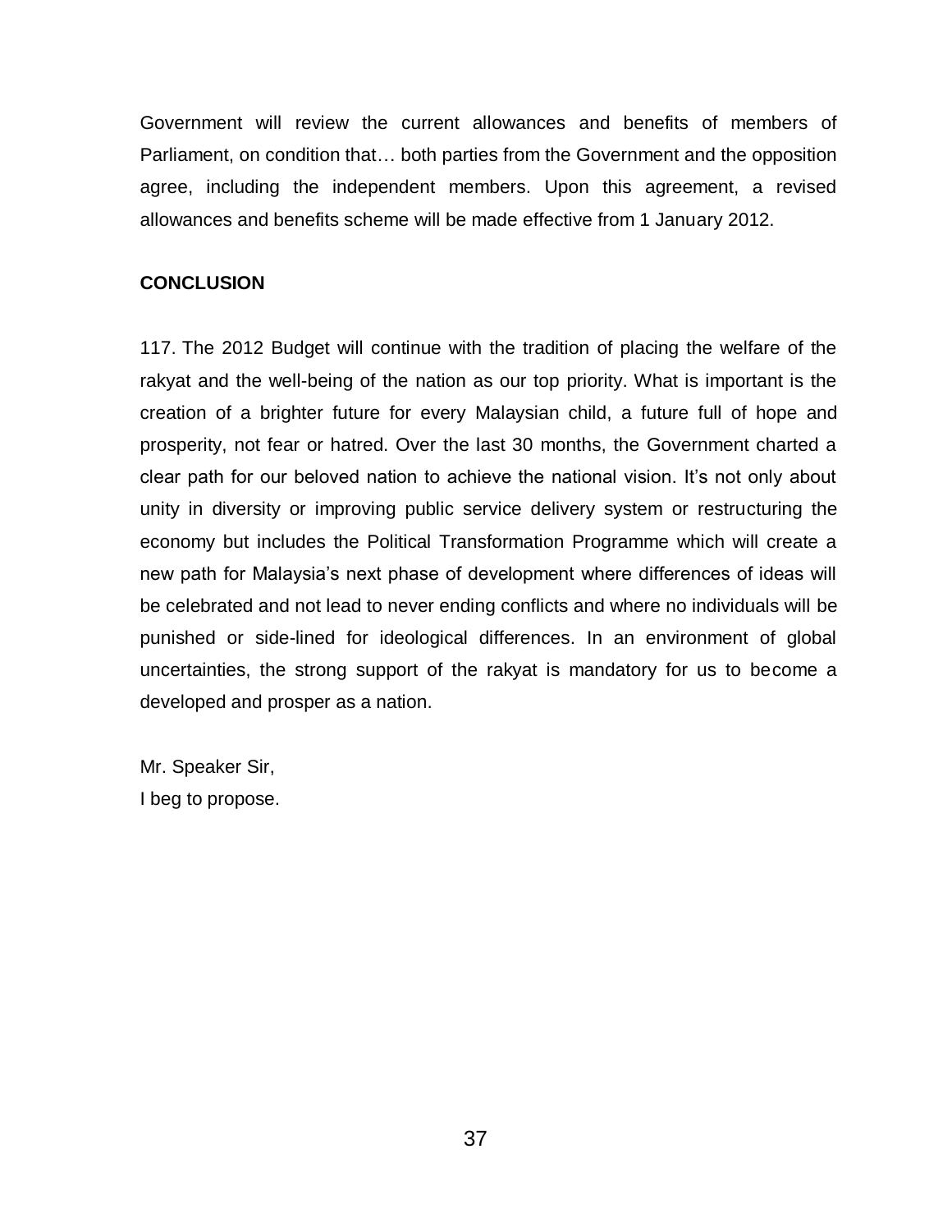Government will review the current allowances and benefits of members of Parliament, on condition that… both parties from the Government and the opposition agree, including the independent members. Upon this agreement, a revised allowances and benefits scheme will be made effective from 1 January 2012.

**CONCLUSION**

117. The 2012 Budget will continue with the tradition of placing the welfare of the rakyat and the well-being of the nation as our top priority. What is important is the creation of a brighter future for every Malaysian child, a future full of hope and prosperity, not fear or hatred. Over the last 30 months, the Government charted a clear path for our beloved nation to achieve the national vision. It's not only about unity in diversity or improving public service delivery system or restructuring the economy but includes the Political Transformation Programme which will create a new path for Malaysia's next phase of development where differences of ideas will be celebrated and not lead to never ending conflicts and where no individuals will be punished or side-lined for ideological differences. In an environment of global uncertainties, the strong support of the rakyat is mandatory for us to become a developed and prosper as a nation.

Mr. Speaker Sir,
I beg to propose.